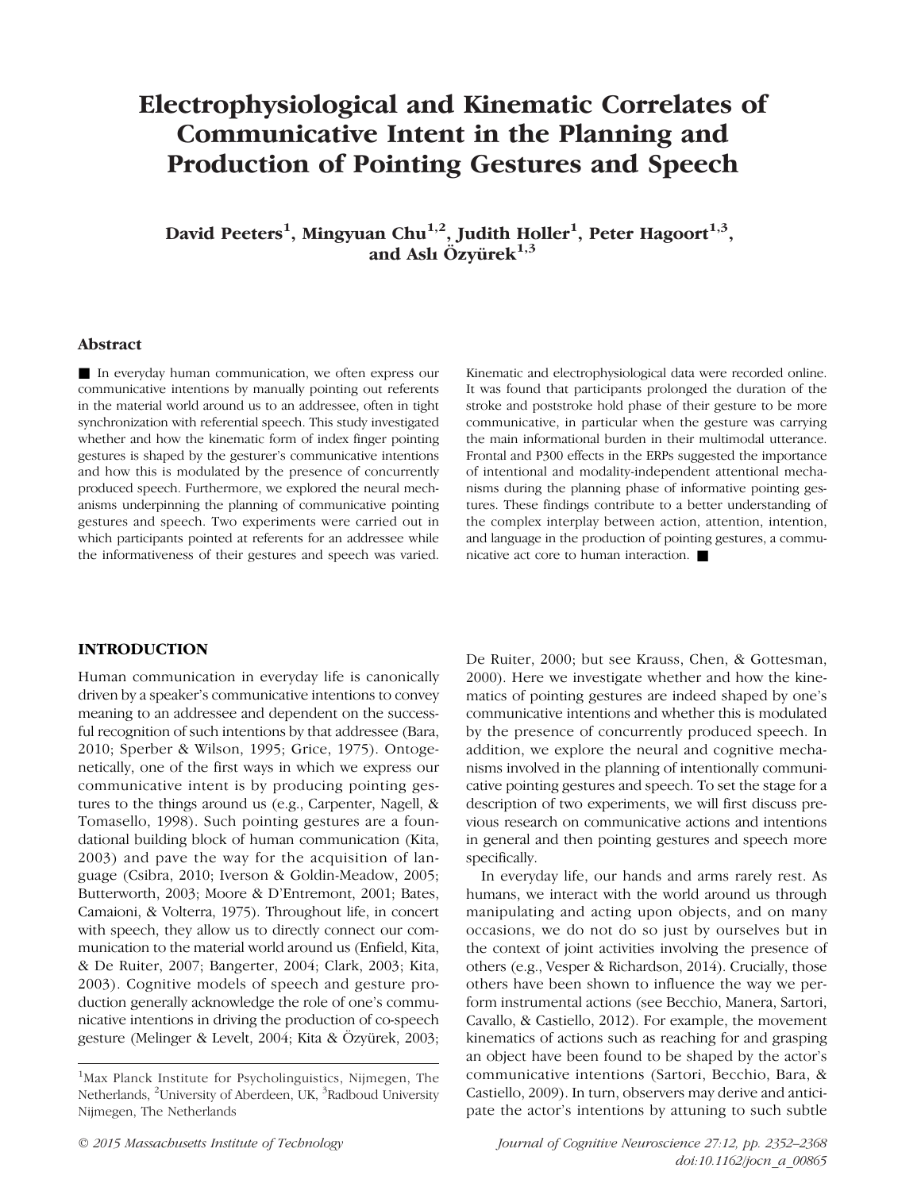# Electrophysiological and Kinematic Correlates of Communicative Intent in the Planning and Production of Pointing Gestures and Speech

**David Peeters[1], Mingyuan Chu[1,2], Judith Holler[1], Peter Hagoort[1,3], and Aslı Özyürek[1,3]**

## Abstract

■ In everyday human communication, we often express our communicative intentions by manually pointing out referents in the material world around us to an addressee, often in tight synchronization with referential speech. This study investigated whether and how the kinematic form of index finger pointing gestures is shaped by the gesturer's communicative intentions and how this is modulated by the presence of concurrently produced speech. Furthermore, we explored the neural mechanisms underpinning the planning of communicative pointing gestures and speech. Two experiments were carried out in which participants pointed at referents for an addressee while the informativeness of their gestures and speech was varied. Kinematic and electrophysiological data were recorded online. It was found that participants prolonged the duration of the stroke and poststroke hold phase of their gesture to be more communicative, in particular when the gesture was carrying the main informational burden in their multimodal utterance. Frontal and P300 effects in the ERPs suggested the importance of intentional and modality-independent attentional mechanisms during the planning phase of informative pointing gestures. These findings contribute to a better understanding of the complex interplay between action, attention, intention, and language in the production of pointing gestures, a communicative act core to human interaction. ■

## INTRODUCTION

Human communication in everyday life is canonically driven by a speaker's communicative intentions to convey meaning to an addressee and dependent on the successful recognition of such intentions by that addressee (Bara, 2010; Sperber & Wilson, 1995; Grice, 1975). Ontogenetically, one of the first ways in which we express our communicative intent is by producing pointing gestures to the things around us (e.g., Carpenter, Nagell, & Tomasello, 1998). Such pointing gestures are a foundational building block of human communication (Kita, 2003) and pave the way for the acquisition of language (Csibra, 2010; Iverson & Goldin-Meadow, 2005; Butterworth, 2003; Moore & D'Entremont, 2001; Bates, Camaioni, & Volterra, 1975). Throughout life, in concert with speech, they allow us to directly connect our communication to the material world around us (Enfield, Kita, & De Ruiter, 2007; Bangerter, 2004; Clark, 2003; Kita, 2003). Cognitive models of speech and gesture production generally acknowledge the role of one's communicative intentions in driving the production of co-speech gesture (Melinger & Levelt, 2004; Kita & Özyürek, 2003; De Ruiter, 2000; but see Krauss, Chen, & Gottesman, 2000). Here we investigate whether and how the kinematics of pointing gestures are indeed shaped by one's communicative intentions and whether this is modulated by the presence of concurrently produced speech. In addition, we explore the neural and cognitive mechanisms involved in the planning of intentionally communicative pointing gestures and speech. To set the stage for a description of two experiments, we will first discuss previous research on communicative actions and intentions in general and then pointing gestures and speech more specifically.

In everyday life, our hands and arms rarely rest. As humans, we interact with the world around us through manipulating and acting upon objects, and on many occasions, we do not do so just by ourselves but in the context of joint activities involving the presence of others (e.g., Vesper & Richardson, 2014). Crucially, those others have been shown to influence the way we perform instrumental actions (see Becchio, Manera, Sartori, Cavallo, & Castiello, 2012). For example, the movement kinematics of actions such as reaching for and grasping an object have been found to be shaped by the actor's communicative intentions (Sartori, Becchio, Bara, & Castiello, 2009). In turn, observers may derive and anticipate the actor's intentions by attuning to such subtle

[1]Max Planck Institute for Psycholinguistics, Nijmegen, The Netherlands, [2]University of Aberdeen, UK, [3]Radboud University Nijmegen, The Netherlands

© 2015 Massachusetts Institute of Technology

doi:10.1162/jocn_a_00865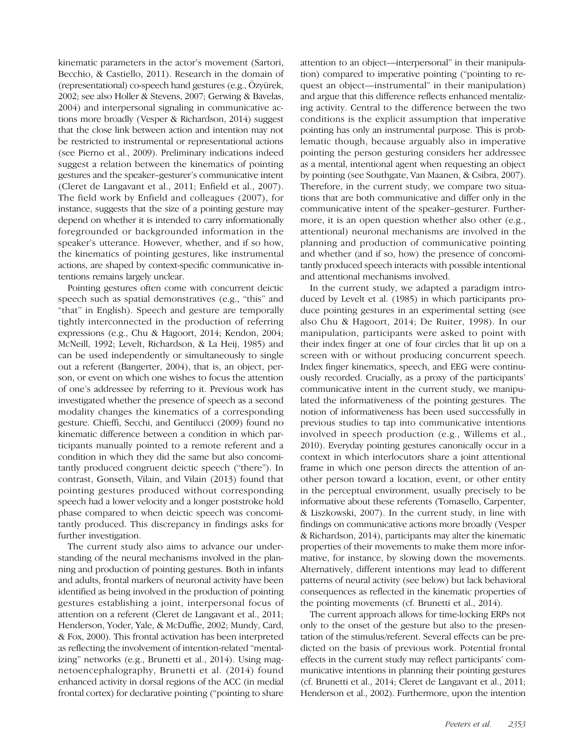kinematic parameters in the actor's movement (Sartori, Becchio, & Castiello, 2011). Research in the domain of (representational) co-speech hand gestures (e.g., Özyürek, 2002; see also Holler & Stevens, 2007; Gerwing & Bavelas, 2004) and interpersonal signaling in communicative actions more broadly (Vesper & Richardson, 2014) suggest that the close link between action and intention may not be restricted to instrumental or representational actions (see Pierno et al., 2009). Preliminary indications indeed suggest a relation between the kinematics of pointing gestures and the speaker–gesturer's communicative intent (Cleret de Langavant et al., 2011; Enfield et al., 2007). The field work by Enfield and colleagues (2007), for instance, suggests that the size of a pointing gesture may depend on whether it is intended to carry informationally foregrounded or backgrounded information in the speaker's utterance. However, whether, and if so how, the kinematics of pointing gestures, like instrumental actions, are shaped by context-specific communicative intentions remains largely unclear.

Pointing gestures often come with concurrent deictic speech such as spatial demonstratives (e.g., "this" and "that" in English). Speech and gesture are temporally tightly interconnected in the production of referring expressions (e.g., Chu & Hagoort, 2014; Kendon, 2004; McNeill, 1992; Levelt, Richardson, & La Heij, 1985) and can be used independently or simultaneously to single out a referent (Bangerter, 2004), that is, an object, person, or event on which one wishes to focus the attention of one's addressee by referring to it. Previous work has investigated whether the presence of speech as a second modality changes the kinematics of a corresponding gesture. Chieffi, Secchi, and Gentilucci (2009) found no kinematic difference between a condition in which participants manually pointed to a remote referent and a condition in which they did the same but also concomitantly produced congruent deictic speech ("there"). In contrast, Gonseth, Vilain, and Vilain (2013) found that pointing gestures produced without corresponding speech had a lower velocity and a longer poststroke hold phase compared to when deictic speech was concomitantly produced. This discrepancy in findings asks for further investigation.

The current study also aims to advance our understanding of the neural mechanisms involved in the planning and production of pointing gestures. Both in infants and adults, frontal markers of neuronal activity have been identified as being involved in the production of pointing gestures establishing a joint, interpersonal focus of attention on a referent (Cleret de Langavant et al., 2011; Henderson, Yoder, Yale, & McDuffie, 2002; Mundy, Card, & Fox, 2000). This frontal activation has been interpreted as reflecting the involvement of intention-related "mentalizing" networks (e.g., Brunetti et al., 2014). Using magnetoencephalography, Brunetti et al. (2014) found enhanced activity in dorsal regions of the ACC (in medial frontal cortex) for declarative pointing ("pointing to share attention to an object—interpersonal" in their manipulation) compared to imperative pointing ("pointing to request an object—instrumental" in their manipulation) and argue that this difference reflects enhanced mentalizing activity. Central to the difference between the two conditions is the explicit assumption that imperative pointing has only an instrumental purpose. This is problematic though, because arguably also in imperative pointing the person gesturing considers her addressee as a mental, intentional agent when requesting an object by pointing (see Southgate, Van Maanen, & Csibra, 2007). Therefore, in the current study, we compare two situations that are both communicative and differ only in the communicative intent of the speaker–gesturer. Furthermore, it is an open question whether also other (e.g., attentional) neuronal mechanisms are involved in the planning and production of communicative pointing and whether (and if so, how) the presence of concomitantly produced speech interacts with possible intentional and attentional mechanisms involved.

In the current study, we adapted a paradigm introduced by Levelt et al. (1985) in which participants produce pointing gestures in an experimental setting (see also Chu & Hagoort, 2014; De Ruiter, 1998). In our manipulation, participants were asked to point with their index finger at one of four circles that lit up on a screen with or without producing concurrent speech. Index finger kinematics, speech, and EEG were continuously recorded. Crucially, as a proxy of the participants' communicative intent in the current study, we manipulated the informativeness of the pointing gestures. The notion of informativeness has been used successfully in previous studies to tap into communicative intentions involved in speech production (e.g., Willems et al., 2010). Everyday pointing gestures canonically occur in a context in which interlocutors share a joint attentional frame in which one person directs the attention of another person toward a location, event, or other entity in the perceptual environment, usually precisely to be informative about these referents (Tomasello, Carpenter, & Liszkowski, 2007). In the current study, in line with findings on communicative actions more broadly (Vesper & Richardson, 2014), participants may alter the kinematic properties of their movements to make them more informative, for instance, by slowing down the movements. Alternatively, different intentions may lead to different patterns of neural activity (see below) but lack behavioral consequences as reflected in the kinematic properties of the pointing movements (cf. Brunetti et al., 2014).

The current approach allows for time-locking ERPs not only to the onset of the gesture but also to the presentation of the stimulus/referent. Several effects can be predicted on the basis of previous work. Potential frontal effects in the current study may reflect participants' communicative intentions in planning their pointing gestures (cf. Brunetti et al., 2014; Cleret de Langavant et al., 2011; Henderson et al., 2002). Furthermore, upon the intention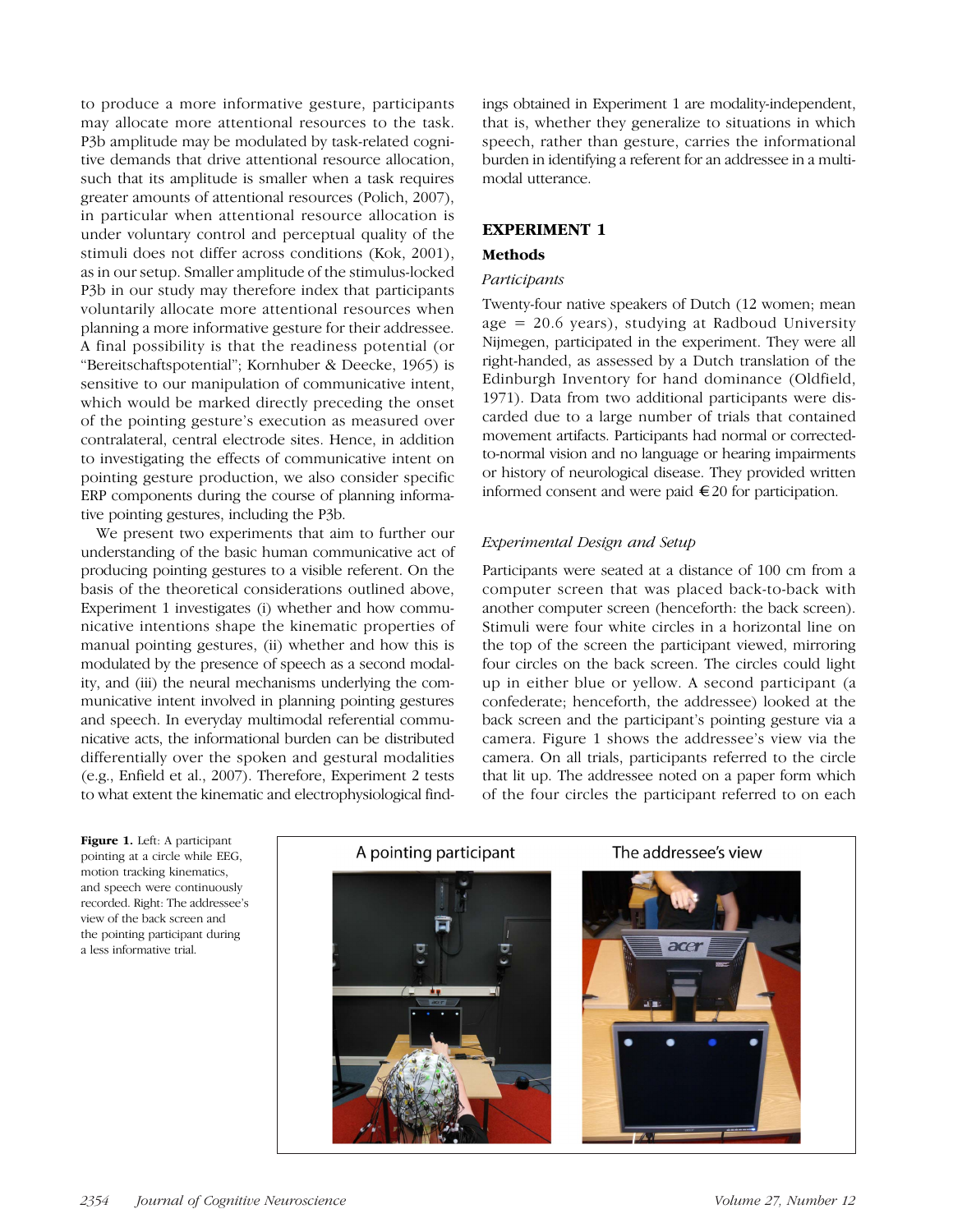to produce a more informative gesture, participants may allocate more attentional resources to the task. P3b amplitude may be modulated by task-related cognitive demands that drive attentional resource allocation, such that its amplitude is smaller when a task requires greater amounts of attentional resources (Polich, 2007), in particular when attentional resource allocation is under voluntary control and perceptual quality of the stimuli does not differ across conditions (Kok, 2001), as in our setup. Smaller amplitude of the stimulus-locked P3b in our study may therefore index that participants voluntarily allocate more attentional resources when planning a more informative gesture for their addressee. A final possibility is that the readiness potential (or "Bereitschaftspotential"; Kornhuber & Deecke, 1965) is sensitive to our manipulation of communicative intent, which would be marked directly preceding the onset of the pointing gesture's execution as measured over contralateral, central electrode sites. Hence, in addition to investigating the effects of communicative intent on pointing gesture production, we also consider specific ERP components during the course of planning informative pointing gestures, including the P3b.

We present two experiments that aim to further our understanding of the basic human communicative act of producing pointing gestures to a visible referent. On the basis of the theoretical considerations outlined above, Experiment 1 investigates (i) whether and how communicative intentions shape the kinematic properties of manual pointing gestures, (ii) whether and how this is modulated by the presence of speech as a second modality, and (iii) the neural mechanisms underlying the communicative intent involved in planning pointing gestures and speech. In everyday multimodal referential communicative acts, the informational burden can be distributed differentially over the spoken and gestural modalities (e.g., Enfield et al., 2007). Therefore, Experiment 2 tests to what extent the kinematic and electrophysiological findings obtained in Experiment 1 are modality-independent, that is, whether they generalize to situations in which speech, rather than gesture, carries the informational burden in identifying a referent for an addressee in a multimodal utterance.

## EXPERIMENT 1

### Methods

#### *Participants*

Twenty-four native speakers of Dutch (12 women; mean age = 20.6 years), studying at Radboud University Nijmegen, participated in the experiment. They were all right-handed, as assessed by a Dutch translation of the Edinburgh Inventory for hand dominance (Oldfield, 1971). Data from two additional participants were discarded due to a large number of trials that contained movement artifacts. Participants had normal or corrected-to-normal vision and no language or hearing impairments or history of neurological disease. They provided written informed consent and were paid €20 for participation.

#### *Experimental Design and Setup*

Participants were seated at a distance of 100 cm from a computer screen that was placed back-to-back with another computer screen (henceforth: the back screen). Stimuli were four white circles in a horizontal line on the top of the screen the participant viewed, mirroring four circles on the back screen. The circles could light up in either blue or yellow. A second participant (a confederate; henceforth, the addressee) looked at the back screen and the participant's pointing gesture via a camera. Figure 1 shows the addressee's view via the camera. On all trials, participants referred to the circle that lit up. The addressee noted on a paper form which of the four circles the participant referred to on each

**Figure 1.** Left: A participant pointing at a circle while EEG, motion tracking kinematics, and speech were continuously recorded. Right: The addressee's view of the back screen and the pointing participant during a less informative trial.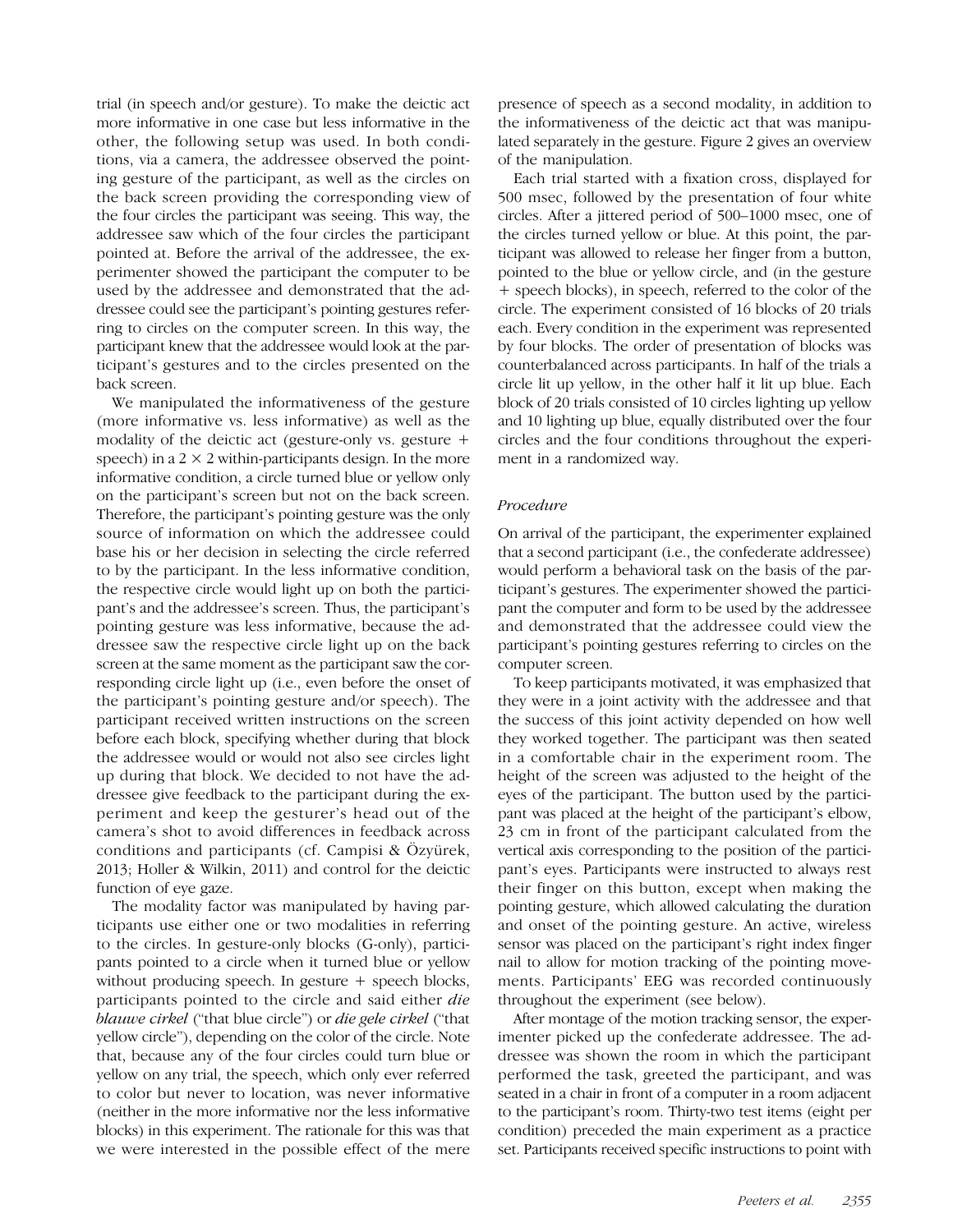trial (in speech and/or gesture). To make the deictic act more informative in one case but less informative in the other, the following setup was used. In both conditions, via a camera, the addressee observed the pointing gesture of the participant, as well as the circles on the back screen providing the corresponding view of the four circles the participant was seeing. This way, the addressee saw which of the four circles the participant pointed at. Before the arrival of the addressee, the experimenter showed the participant the computer to be used by the addressee and demonstrated that the addressee could see the participant's pointing gestures referring to circles on the computer screen. In this way, the participant knew that the addressee would look at the participant's gestures and to the circles presented on the back screen.

We manipulated the informativeness of the gesture (more informative vs. less informative) as well as the modality of the deictic act (gesture-only vs. gesture + speech) in a 2 × 2 within-participants design. In the more informative condition, a circle turned blue or yellow only on the participant's screen but not on the back screen. Therefore, the participant's pointing gesture was the only source of information on which the addressee could base his or her decision in selecting the circle referred to by the participant. In the less informative condition, the respective circle would light up on both the participant's and the addressee's screen. Thus, the participant's pointing gesture was less informative, because the addressee saw the respective circle light up on the back screen at the same moment as the participant saw the corresponding circle light up (i.e., even before the onset of the participant's pointing gesture and/or speech). The participant received written instructions on the screen before each block, specifying whether during that block the addressee would or would not also see circles light up during that block. We decided to not have the addressee give feedback to the participant during the experiment and keep the gesturer's head out of the camera's shot to avoid differences in feedback across conditions and participants (cf. Campisi & Özyürek, 2013; Holler & Wilkin, 2011) and control for the deictic function of eye gaze.

The modality factor was manipulated by having participants use either one or two modalities in referring to the circles. In gesture-only blocks (G-only), participants pointed to a circle when it turned blue or yellow without producing speech. In gesture + speech blocks, participants pointed to the circle and said either *die blauwe cirkel* ("that blue circle") or *die gele cirkel* ("that yellow circle"), depending on the color of the circle. Note that, because any of the four circles could turn blue or yellow on any trial, the speech, which only ever referred to color but never to location, was never informative (neither in the more informative nor the less informative blocks) in this experiment. The rationale for this was that we were interested in the possible effect of the mere presence of speech as a second modality, in addition to the informativeness of the deictic act that was manipulated separately in the gesture. Figure 2 gives an overview of the manipulation.

Each trial started with a fixation cross, displayed for 500 msec, followed by the presentation of four white circles. After a jittered period of 500–1000 msec, one of the circles turned yellow or blue. At this point, the participant was allowed to release her finger from a button, pointed to the blue or yellow circle, and (in the gesture + speech blocks), in speech, referred to the color of the circle. The experiment consisted of 16 blocks of 20 trials each. Every condition in the experiment was represented by four blocks. The order of presentation of blocks was counterbalanced across participants. In half of the trials a circle lit up yellow, in the other half it lit up blue. Each block of 20 trials consisted of 10 circles lighting up yellow and 10 lighting up blue, equally distributed over the four circles and the four conditions throughout the experiment in a randomized way.

### *Procedure*

On arrival of the participant, the experimenter explained that a second participant (i.e., the confederate addressee) would perform a behavioral task on the basis of the participant's gestures. The experimenter showed the participant the computer and form to be used by the addressee and demonstrated that the addressee could view the participant's pointing gestures referring to circles on the computer screen.

To keep participants motivated, it was emphasized that they were in a joint activity with the addressee and that the success of this joint activity depended on how well they worked together. The participant was then seated in a comfortable chair in the experiment room. The height of the screen was adjusted to the height of the eyes of the participant. The button used by the participant was placed at the height of the participant's elbow, 23 cm in front of the participant calculated from the vertical axis corresponding to the position of the participant's eyes. Participants were instructed to always rest their finger on this button, except when making the pointing gesture, which allowed calculating the duration and onset of the pointing gesture. An active, wireless sensor was placed on the participant's right index finger nail to allow for motion tracking of the pointing movements. Participants' EEG was recorded continuously throughout the experiment (see below).

After montage of the motion tracking sensor, the experimenter picked up the confederate addressee. The addressee was shown the room in which the participant performed the task, greeted the participant, and was seated in a chair in front of a computer in a room adjacent to the participant's room. Thirty-two test items (eight per condition) preceded the main experiment as a practice set. Participants received specific instructions to point with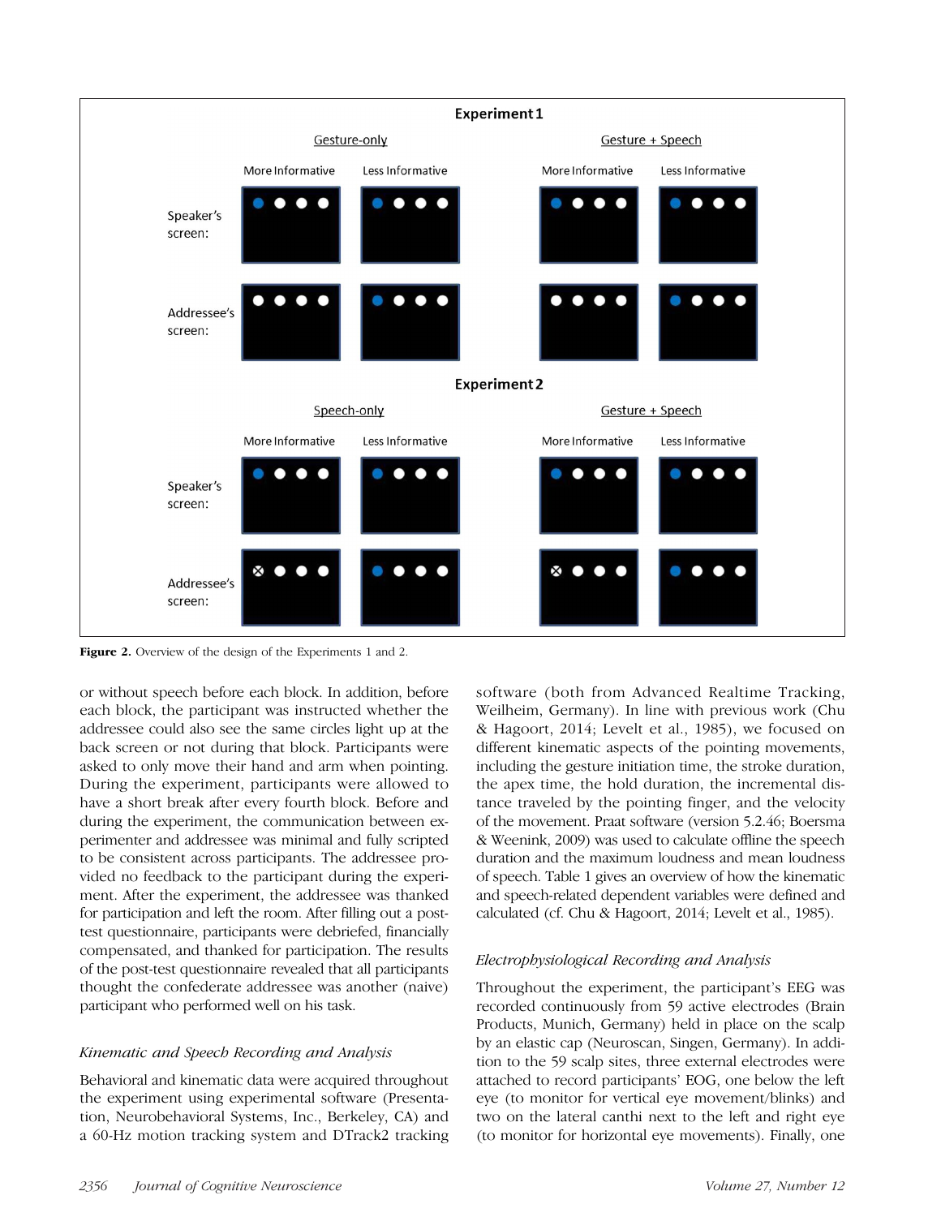Figure 2. Overview of the design of the Experiments 1 and 2.

or without speech before each block. In addition, before each block, the participant was instructed whether the addressee could also see the same circles light up at the back screen or not during that block. Participants were asked to only move their hand and arm when pointing. During the experiment, participants were allowed to have a short break after every fourth block. Before and during the experiment, the communication between experimenter and addressee was minimal and fully scripted to be consistent across participants. The addressee provided no feedback to the participant during the experiment. After the experiment, the addressee was thanked for participation and left the room. After filling out a post-test questionnaire, participants were debriefed, financially compensated, and thanked for participation. The results of the post-test questionnaire revealed that all participants thought the confederate addressee was another (naive) participant who performed well on his task.

### *Kinematic and Speech Recording and Analysis*

Behavioral and kinematic data were acquired throughout the experiment using experimental software (Presentation, Neurobehavioral Systems, Inc., Berkeley, CA) and a 60-Hz motion tracking system and DTrack2 tracking software (both from Advanced Realtime Tracking, Weilheim, Germany). In line with previous work (Chu & Hagoort, 2014; Levelt et al., 1985), we focused on different kinematic aspects of the pointing movements, including the gesture initiation time, the stroke duration, the apex time, the hold duration, the incremental distance traveled by the pointing finger, and the velocity of the movement. Praat software (version 5.2.46; Boersma & Weenink, 2009) was used to calculate offline the speech duration and the maximum loudness and mean loudness of speech. Table 1 gives an overview of how the kinematic and speech-related dependent variables were defined and calculated (cf. Chu & Hagoort, 2014; Levelt et al., 1985).

### *Electrophysiological Recording and Analysis*

Throughout the experiment, the participant's EEG was recorded continuously from 59 active electrodes (Brain Products, Munich, Germany) held in place on the scalp by an elastic cap (Neuroscan, Singen, Germany). In addition to the 59 scalp sites, three external electrodes were attached to record participants' EOG, one below the left eye (to monitor for vertical eye movement/blinks) and two on the lateral canthi next to the left and right eye (to monitor for horizontal eye movements). Finally, one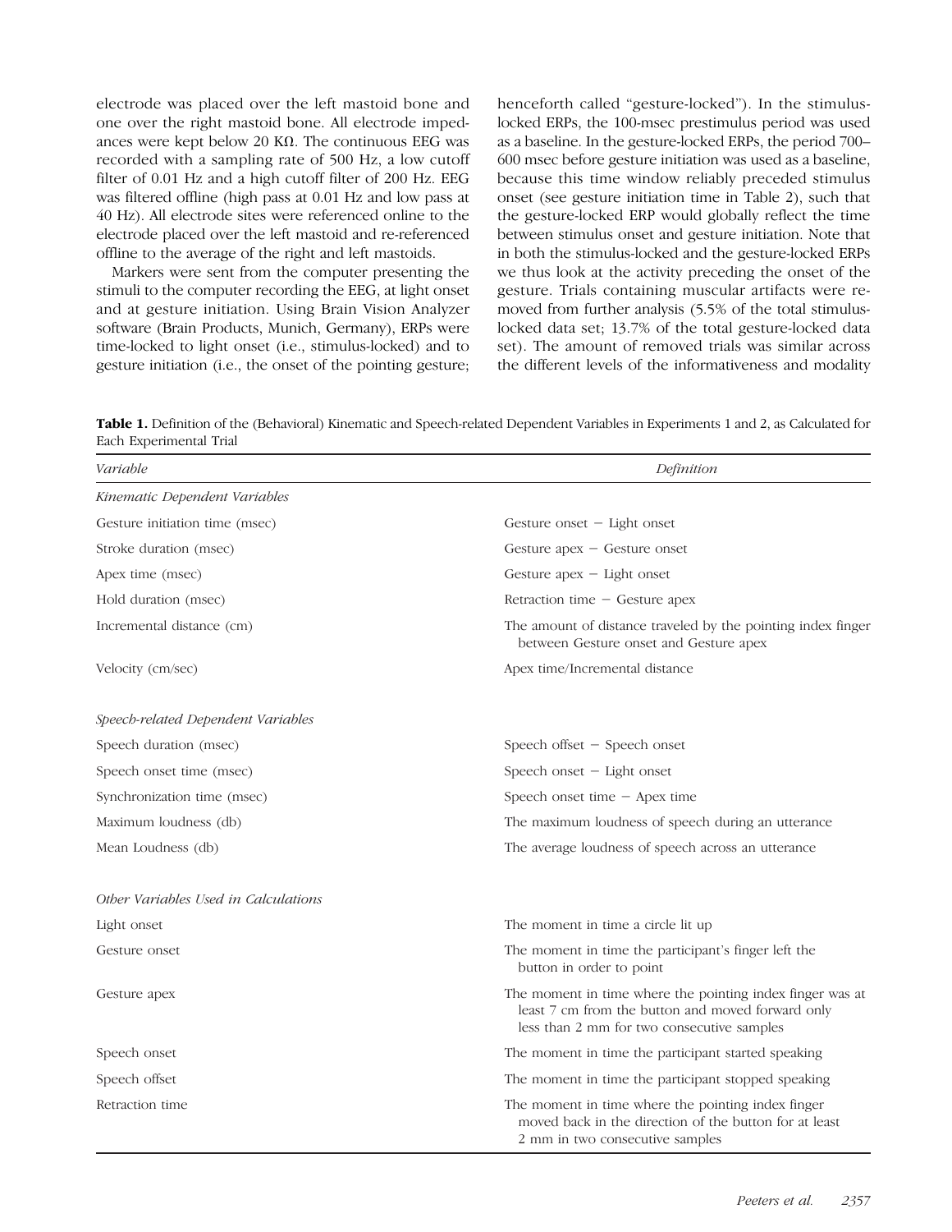electrode was placed over the left mastoid bone and one over the right mastoid bone. All electrode impedances were kept below 20 KΩ. The continuous EEG was recorded with a sampling rate of 500 Hz, a low cutoff filter of 0.01 Hz and a high cutoff filter of 200 Hz. EEG was filtered offline (high pass at 0.01 Hz and low pass at 40 Hz). All electrode sites were referenced online to the electrode placed over the left mastoid and re-referenced offline to the average of the right and left mastoids.

Markers were sent from the computer presenting the stimuli to the computer recording the EEG, at light onset and at gesture initiation. Using Brain Vision Analyzer software (Brain Products, Munich, Germany), ERPs were time-locked to light onset (i.e., stimulus-locked) and to gesture initiation (i.e., the onset of the pointing gesture; henceforth called "gesture-locked"). In the stimulus-locked ERPs, the 100-msec prestimulus period was used as a baseline. In the gesture-locked ERPs, the period 700–600 msec before gesture initiation was used as a baseline, because this time window reliably preceded stimulus onset (see gesture initiation time in Table 2), such that the gesture-locked ERP would globally reflect the time between stimulus onset and gesture initiation. Note that in both the stimulus-locked and the gesture-locked ERPs we thus look at the activity preceding the onset of the gesture. Trials containing muscular artifacts were removed from further analysis (5.5% of the total stimulus-locked data set; 13.7% of the total gesture-locked data set). The amount of removed trials was similar across the different levels of the informativeness and modality

**Table 1.** Definition of the (Behavioral) Kinematic and Speech-related Dependent Variables in Experiments 1 and 2, as Calculated for Each Experimental Trial

| *Variable* | *Definition* |
|---|---|
| *Kinematic Dependent Variables* | |
| Gesture initiation time (msec) | Gesture onset − Light onset |
| Stroke duration (msec) | Gesture apex − Gesture onset |
| Apex time (msec) | Gesture apex − Light onset |
| Hold duration (msec) | Retraction time − Gesture apex |
| Incremental distance (cm) | The amount of distance traveled by the pointing index finger between Gesture onset and Gesture apex |
| Velocity (cm/sec) | Apex time/Incremental distance |
| *Speech-related Dependent Variables* | |
| Speech duration (msec) | Speech offset − Speech onset |
| Speech onset time (msec) | Speech onset − Light onset |
| Synchronization time (msec) | Speech onset time − Apex time |
| Maximum loudness (db) | The maximum loudness of speech during an utterance |
| Mean Loudness (db) | The average loudness of speech across an utterance |
| *Other Variables Used in Calculations* | |
| Light onset | The moment in time a circle lit up |
| Gesture onset | The moment in time the participant's finger left the button in order to point |
| Gesture apex | The moment in time where the pointing index finger was at least 7 cm from the button and moved forward only less than 2 mm for two consecutive samples |
| Speech onset | The moment in time the participant started speaking |
| Speech offset | The moment in time the participant stopped speaking |
| Retraction time | The moment in time where the pointing index finger moved back in the direction of the button for at least 2 mm in two consecutive samples |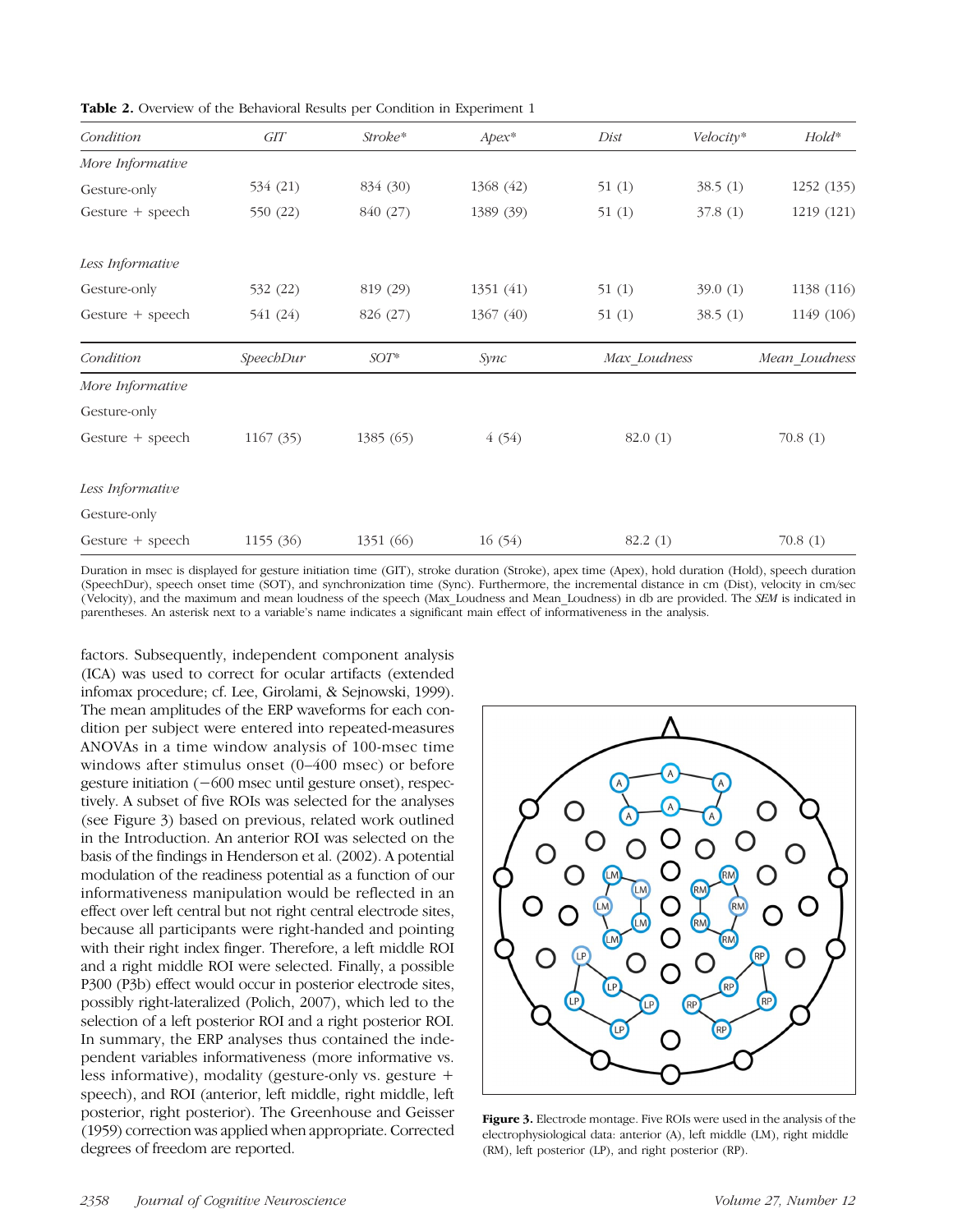**Table 2.** Overview of the Behavioral Results per Condition in Experiment 1

| *Condition* | *GIT* | *Stroke** | *Apex** | *Dist* | *Velocity** | *Hold** |
|---|---|---|---|---|---|---|
| *More Informative* | | | | | | |
| Gesture-only | 534 (21) | 834 (30) | 1368 (42) | 51 (1) | 38.5 (1) | 1252 (135) |
| Gesture + speech | 550 (22) | 840 (27) | 1389 (39) | 51 (1) | 37.8 (1) | 1219 (121) |
| *Less Informative* | | | | | | |
| Gesture-only | 532 (22) | 819 (29) | 1351 (41) | 51 (1) | 39.0 (1) | 1138 (116) |
| Gesture + speech | 541 (24) | 826 (27) | 1367 (40) | 51 (1) | 38.5 (1) | 1149 (106) |

| *Condition* | *SpeechDur* | *SOT** | *Sync* | *Max_Loudness* | *Mean_Loudness* |
|---|---|---|---|---|---|
| *More Informative* | | | | | |
| Gesture-only | | | | | |
| Gesture + speech | 1167 (35) | 1385 (65) | 4 (54) | 82.0 (1) | 70.8 (1) |
| *Less Informative* | | | | | |
| Gesture-only | | | | | |
| Gesture + speech | 1155 (36) | 1351 (66) | 16 (54) | 82.2 (1) | 70.8 (1) |

Duration in msec is displayed for gesture initiation time (GIT), stroke duration (Stroke), apex time (Apex), hold duration (Hold), speech duration (SpeechDur), speech onset time (SOT), and synchronization time (Sync). Furthermore, the incremental distance in cm (Dist), velocity in cm/sec (Velocity), and the maximum and mean loudness of the speech (Max_Loudness and Mean_Loudness) in db are provided. The *SEM* is indicated in parentheses. An asterisk next to a variable's name indicates a significant main effect of informativeness in the analysis.

factors. Subsequently, independent component analysis (ICA) was used to correct for ocular artifacts (extended infomax procedure; cf. Lee, Girolami, & Sejnowski, 1999). The mean amplitudes of the ERP waveforms for each condition per subject were entered into repeated-measures ANOVAs in a time window analysis of 100-msec time windows after stimulus onset (0–400 msec) or before gesture initiation (−600 msec until gesture onset), respectively. A subset of five ROIs was selected for the analyses (see Figure 3) based on previous, related work outlined in the Introduction. An anterior ROI was selected on the basis of the findings in Henderson et al. (2002). A potential modulation of the readiness potential as a function of our informativeness manipulation would be reflected in an effect over left central but not right central electrode sites, because all participants were right-handed and pointing with their right index finger. Therefore, a left middle ROI and a right middle ROI were selected. Finally, a possible P300 (P3b) effect would occur in posterior electrode sites, possibly right-lateralized (Polich, 2007), which led to the selection of a left posterior ROI and a right posterior ROI. In summary, the ERP analyses thus contained the independent variables informativeness (more informative vs. less informative), modality (gesture-only vs. gesture + speech), and ROI (anterior, left middle, right middle, left posterior, right posterior). The Greenhouse and Geisser (1959) correction was applied when appropriate. Corrected degrees of freedom are reported.

**Figure 3.** Electrode montage. Five ROIs were used in the analysis of the electrophysiological data: anterior (A), left middle (LM), right middle (RM), left posterior (LP), and right posterior (RP).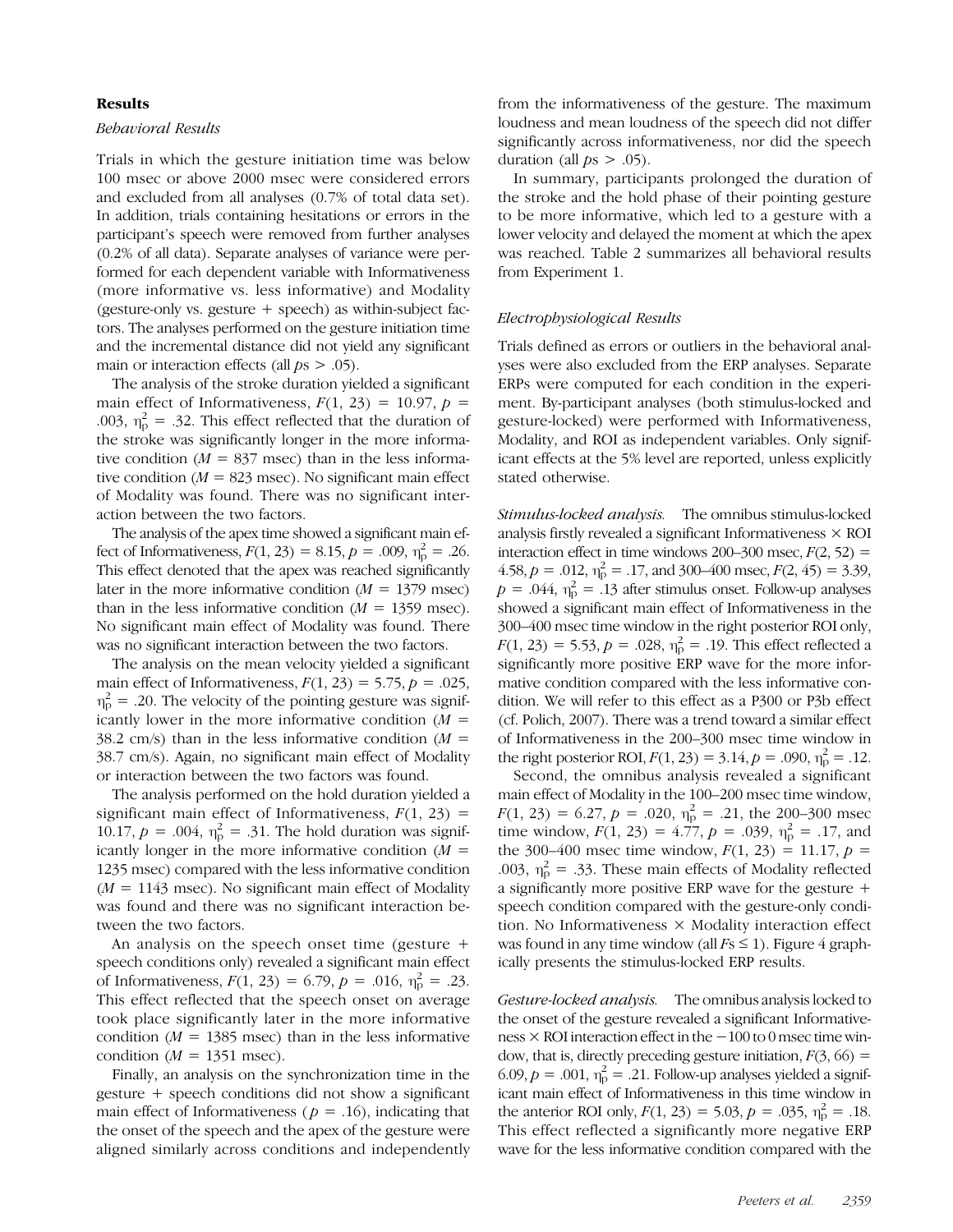## Results

### *Behavioral Results*

Trials in which the gesture initiation time was below 100 msec or above 2000 msec were considered errors and excluded from all analyses (0.7% of total data set). In addition, trials containing hesitations or errors in the participant's speech were removed from further analyses (0.2% of all data). Separate analyses of variance were performed for each dependent variable with Informativeness (more informative vs. less informative) and Modality (gesture-only vs. gesture + speech) as within-subject factors. The analyses performed on the gesture initiation time and the incremental distance did not yield any significant main or interaction effects (all $ps > .05$).

The analysis of the stroke duration yielded a significant main effect of Informativeness, $F(1, 23) = 10.97$, $p = .003$, $\eta_p^2 = .32$. This effect reflected that the duration of the stroke was significantly longer in the more informative condition ($M = 837$ msec) than in the less informative condition ($M = 823$ msec). No significant main effect of Modality was found. There was no significant interaction between the two factors.

The analysis of the apex time showed a significant main effect of Informativeness, $F(1, 23) = 8.15$, $p = .009$, $\eta_p^2 = .26$. This effect denoted that the apex was reached significantly later in the more informative condition ($M = 1379$ msec) than in the less informative condition ($M = 1359$ msec). No significant main effect of Modality was found. There was no significant interaction between the two factors.

The analysis on the mean velocity yielded a significant main effect of Informativeness, $F(1, 23) = 5.75$, $p = .025$, $\eta_p^2 = .20$. The velocity of the pointing gesture was significantly lower in the more informative condition ($M = 38.2$ cm/s) than in the less informative condition ($M = 38.7$ cm/s). Again, no significant main effect of Modality or interaction between the two factors was found.

The analysis performed on the hold duration yielded a significant main effect of Informativeness, $F(1, 23) = 10.17$, $p = .004$, $\eta_p^2 = .31$. The hold duration was significantly longer in the more informative condition ($M = 1235$ msec) compared with the less informative condition ($M = 1143$ msec). No significant main effect of Modality was found and there was no significant interaction between the two factors.

An analysis on the speech onset time (gesture + speech conditions only) revealed a significant main effect of Informativeness, $F(1, 23) = 6.79$, $p = .016$, $\eta_p^2 = .23$. This effect reflected that the speech onset on average took place significantly later in the more informative condition ($M = 1385$ msec) than in the less informative condition ($M = 1351$ msec).

Finally, an analysis on the synchronization time in the gesture + speech conditions did not show a significant main effect of Informativeness ($p = .16$), indicating that the onset of the speech and the apex of the gesture were aligned similarly across conditions and independently from the informativeness of the gesture. The maximum loudness and mean loudness of the speech did not differ significantly across informativeness, nor did the speech duration (all $ps > .05$).

In summary, participants prolonged the duration of the stroke and the hold phase of their pointing gesture to be more informative, which led to a gesture with a lower velocity and delayed the moment at which the apex was reached. Table 2 summarizes all behavioral results from Experiment 1.

### *Electrophysiological Results*

Trials defined as errors or outliers in the behavioral analyses were also excluded from the ERP analyses. Separate ERPs were computed for each condition in the experiment. By-participant analyses (both stimulus-locked and gesture-locked) were performed with Informativeness, Modality, and ROI as independent variables. Only significant effects at the 5% level are reported, unless explicitly stated otherwise.

*Stimulus-locked analysis.* The omnibus stimulus-locked analysis firstly revealed a significant Informativeness × ROI interaction effect in time windows 200–300 msec, $F(2, 52) = 4.58$, $p = .012$, $\eta_p^2 = .17$, and 300–400 msec, $F(2, 45) = 3.39$, $p = .044$, $\eta_p^2 = .13$ after stimulus onset. Follow-up analyses showed a significant main effect of Informativeness in the 300–400 msec time window in the right posterior ROI only, $F(1, 23) = 5.53$, $p = .028$, $\eta_p^2 = .19$. This effect reflected a significantly more positive ERP wave for the more informative condition compared with the less informative condition. We will refer to this effect as a P300 or P3b effect (cf. Polich, 2007). There was a trend toward a similar effect of Informativeness in the 200–300 msec time window in the right posterior ROI, $F(1, 23) = 3.14$, $p = .090$, $\eta_p^2 = .12$.

Second, the omnibus analysis revealed a significant main effect of Modality in the 100–200 msec time window, $F(1, 23) = 6.27$, $p = .020$, $\eta_p^2 = .21$, the 200–300 msec time window, $F(1, 23) = 4.77$, $p = .039$, $\eta_p^2 = .17$, and the 300–400 msec time window, $F(1, 23) = 11.17$, $p = .003$, $\eta_p^2 = .33$. These main effects of Modality reflected a significantly more positive ERP wave for the gesture + speech condition compared with the gesture-only condition. No Informativeness × Modality interaction effect was found in any time window (all $Fs \leq 1$). Figure 4 graphically presents the stimulus-locked ERP results.

*Gesture-locked analysis.* The omnibus analysis locked to the onset of the gesture revealed a significant Informativeness × ROI interaction effect in the −100 to 0 msec time window, that is, directly preceding gesture initiation, $F(3, 66) = 6.09$, $p = .001$, $\eta_p^2 = .21$. Follow-up analyses yielded a significant main effect of Informativeness in this time window in the anterior ROI only, $F(1, 23) = 5.03$, $p = .035$, $\eta_p^2 = .18$. This effect reflected a significantly more negative ERP wave for the less informative condition compared with the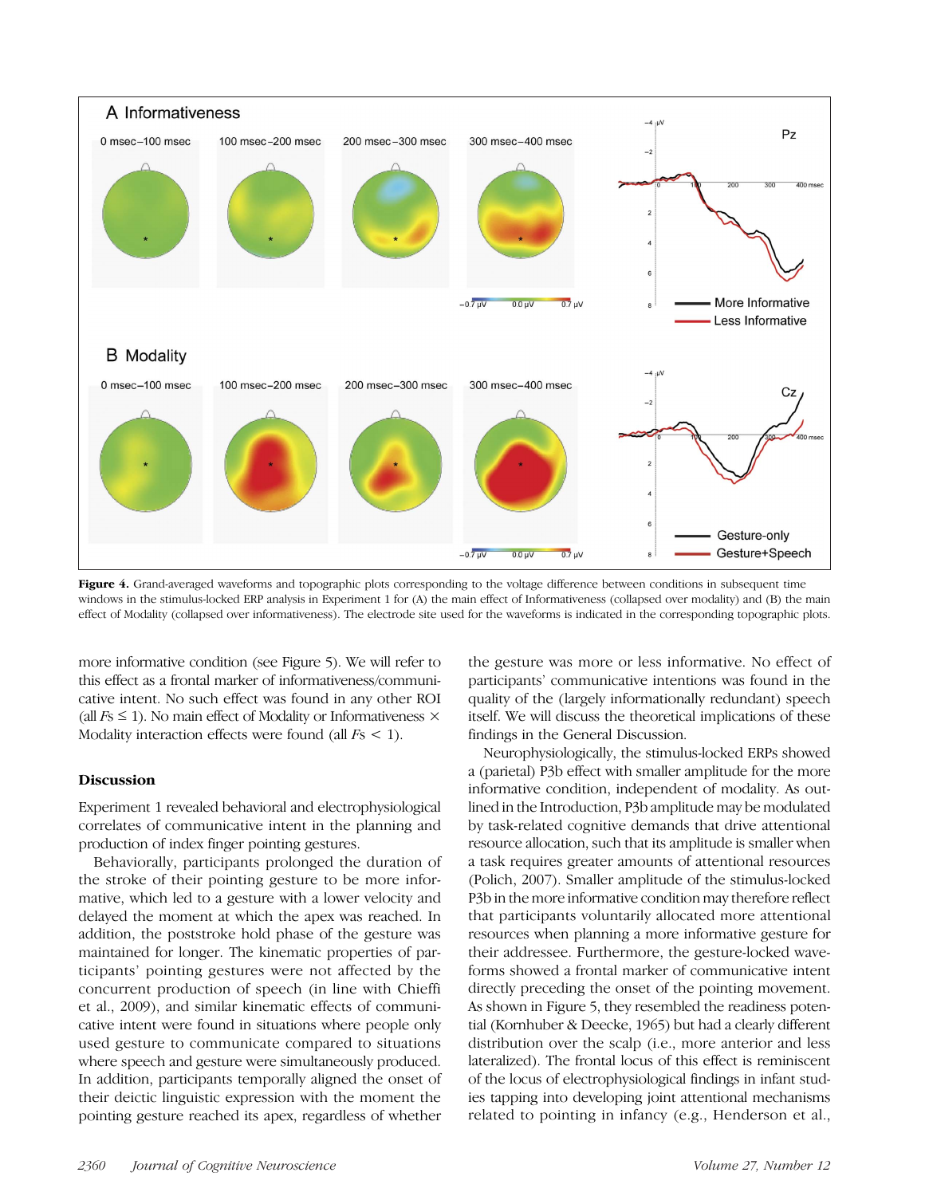**Figure 4.** Grand-averaged waveforms and topographic plots corresponding to the voltage difference between conditions in subsequent time windows in the stimulus-locked ERP analysis in Experiment 1 for (A) the main effect of Informativeness (collapsed over modality) and (B) the main effect of Modality (collapsed over informativeness). The electrode site used for the waveforms is indicated in the corresponding topographic plots.

more informative condition (see Figure 5). We will refer to this effect as a frontal marker of informativeness/communicative intent. No such effect was found in any other ROI (all *F*s ≤ 1). No main effect of Modality or Informativeness × Modality interaction effects were found (all *F*s < 1).

## Discussion

Experiment 1 revealed behavioral and electrophysiological correlates of communicative intent in the planning and production of index finger pointing gestures.

Behaviorally, participants prolonged the duration of the stroke of their pointing gesture to be more informative, which led to a gesture with a lower velocity and delayed the moment at which the apex was reached. In addition, the poststroke hold phase of the gesture was maintained for longer. The kinematic properties of participants' pointing gestures were not affected by the concurrent production of speech (in line with Chieffi et al., 2009), and similar kinematic effects of communicative intent were found in situations where people only used gesture to communicate compared to situations where speech and gesture were simultaneously produced. In addition, participants temporally aligned the onset of their deictic linguistic expression with the moment the pointing gesture reached its apex, regardless of whether the gesture was more or less informative. No effect of participants' communicative intentions was found in the quality of the (largely informationally redundant) speech itself. We will discuss the theoretical implications of these findings in the General Discussion.

Neurophysiologically, the stimulus-locked ERPs showed a (parietal) P3b effect with smaller amplitude for the more informative condition, independent of modality. As outlined in the Introduction, P3b amplitude may be modulated by task-related cognitive demands that drive attentional resource allocation, such that its amplitude is smaller when a task requires greater amounts of attentional resources (Polich, 2007). Smaller amplitude of the stimulus-locked P3b in the more informative condition may therefore reflect that participants voluntarily allocated more attentional resources when planning a more informative gesture for their addressee. Furthermore, the gesture-locked waveforms showed a frontal marker of communicative intent directly preceding the onset of the pointing movement. As shown in Figure 5, they resembled the readiness potential (Kornhuber & Deecke, 1965) but had a clearly different distribution over the scalp (i.e., more anterior and less lateralized). The frontal locus of this effect is reminiscent of the locus of electrophysiological findings in infant studies tapping into developing joint attentional mechanisms related to pointing in infancy (e.g., Henderson et al.,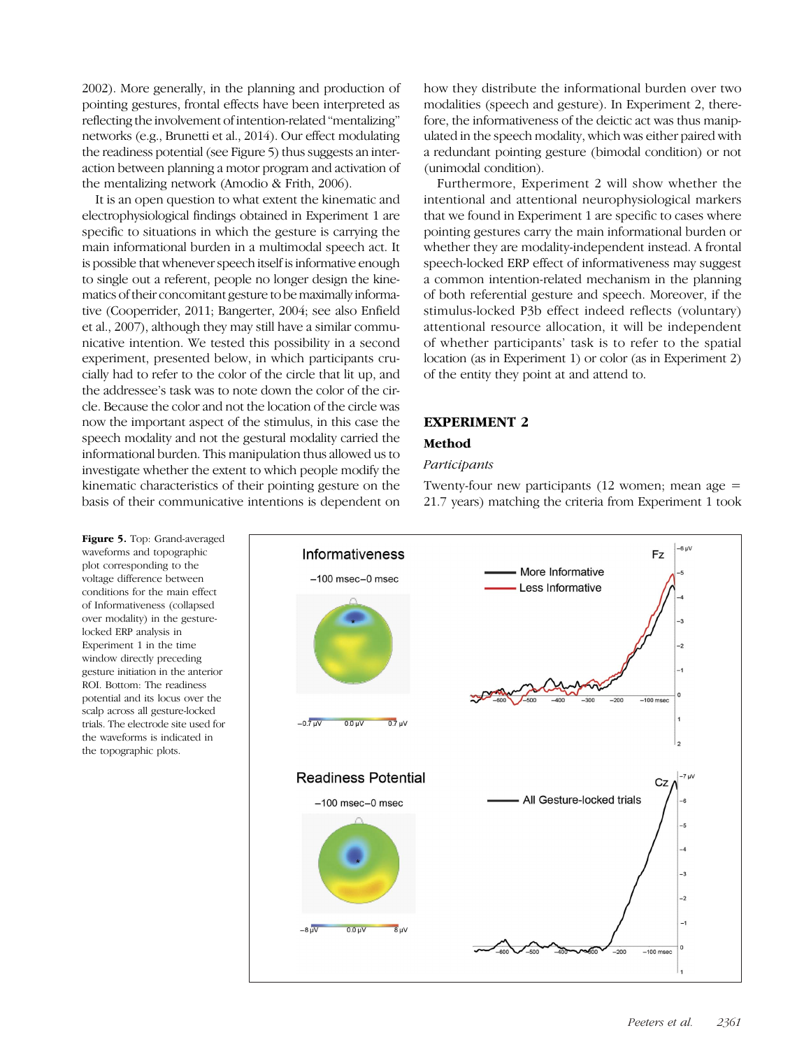2002). More generally, in the planning and production of pointing gestures, frontal effects have been interpreted as reflecting the involvement of intention-related "mentalizing" networks (e.g., Brunetti et al., 2014). Our effect modulating the readiness potential (see Figure 5) thus suggests an interaction between planning a motor program and activation of the mentalizing network (Amodio & Frith, 2006).

It is an open question to what extent the kinematic and electrophysiological findings obtained in Experiment 1 are specific to situations in which the gesture is carrying the main informational burden in a multimodal speech act. It is possible that whenever speech itself is informative enough to single out a referent, people no longer design the kinematics of their concomitant gesture to be maximally informative (Cooperrider, 2011; Bangerter, 2004; see also Enfield et al., 2007), although they may still have a similar communicative intention. We tested this possibility in a second experiment, presented below, in which participants crucially had to refer to the color of the circle that lit up, and the addressee's task was to note down the color of the circle. Because the color and not the location of the circle was now the important aspect of the stimulus, in this case the speech modality and not the gestural modality carried the informational burden. This manipulation thus allowed us to investigate whether the extent to which people modify the kinematic characteristics of their pointing gesture on the basis of their communicative intentions is dependent on how they distribute the informational burden over two modalities (speech and gesture). In Experiment 2, therefore, the informativeness of the deictic act was thus manipulated in the speech modality, which was either paired with a redundant pointing gesture (bimodal condition) or not (unimodal condition).

Furthermore, Experiment 2 will show whether the intentional and attentional neurophysiological markers that we found in Experiment 1 are specific to cases where pointing gestures carry the main informational burden or whether they are modality-independent instead. A frontal speech-locked ERP effect of informativeness may suggest a common intention-related mechanism in the planning of both referential gesture and speech. Moreover, if the stimulus-locked P3b effect indeed reflects (voluntary) attentional resource allocation, it will be independent of whether participants' task is to refer to the spatial location (as in Experiment 1) or color (as in Experiment 2) of the entity they point at and attend to.

## EXPERIMENT 2

### Method

#### *Participants*

Twenty-four new participants (12 women; mean age = 21.7 years) matching the criteria from Experiment 1 took

**Figure 5.** Top: Grand-averaged waveforms and topographic plot corresponding to the voltage difference between conditions for the main effect of Informativeness (collapsed over modality) in the gesture-locked ERP analysis in Experiment 1 in the time window directly preceding gesture initiation in the anterior ROI. Bottom: The readiness potential and its locus over the scalp across all gesture-locked trials. The electrode site used for the waveforms is indicated in the topographic plots.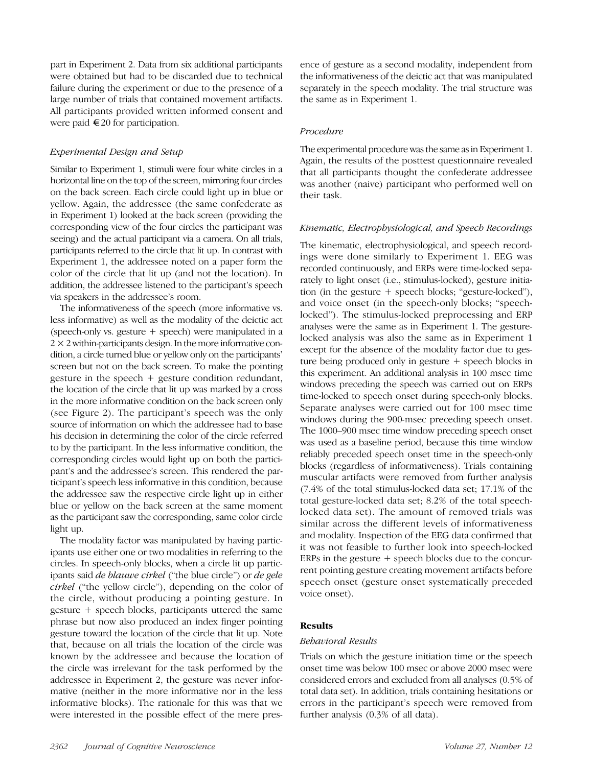part in Experiment 2. Data from six additional participants were obtained but had to be discarded due to technical failure during the experiment or due to the presence of a large number of trials that contained movement artifacts. All participants provided written informed consent and were paid €20 for participation.

### *Experimental Design and Setup*

Similar to Experiment 1, stimuli were four white circles in a horizontal line on the top of the screen, mirroring four circles on the back screen. Each circle could light up in blue or yellow. Again, the addressee (the same confederate as in Experiment 1) looked at the back screen (providing the corresponding view of the four circles the participant was seeing) and the actual participant via a camera. On all trials, participants referred to the circle that lit up. In contrast with Experiment 1, the addressee noted on a paper form the color of the circle that lit up (and not the location). In addition, the addressee listened to the participant's speech via speakers in the addressee's room.

The informativeness of the speech (more informative vs. less informative) as well as the modality of the deictic act (speech-only vs. gesture + speech) were manipulated in a $2 \times 2$ within-participants design. In the more informative condition, a circle turned blue or yellow only on the participants' screen but not on the back screen. To make the pointing gesture in the speech + gesture condition redundant, the location of the circle that lit up was marked by a cross in the more informative condition on the back screen only (see Figure 2). The participant's speech was the only source of information on which the addressee had to base his decision in determining the color of the circle referred to by the participant. In the less informative condition, the corresponding circles would light up on both the participant's and the addressee's screen. This rendered the participant's speech less informative in this condition, because the addressee saw the respective circle light up in either blue or yellow on the back screen at the same moment as the participant saw the corresponding, same color circle light up.

The modality factor was manipulated by having participants use either one or two modalities in referring to the circles. In speech-only blocks, when a circle lit up participants said *de blauwe cirkel* ("the blue circle") or *de gele cirkel* ("the yellow circle"), depending on the color of the circle, without producing a pointing gesture. In gesture + speech blocks, participants uttered the same phrase but now also produced an index finger pointing gesture toward the location of the circle that lit up. Note that, because on all trials the location of the circle was known by the addressee and because the location of the circle was irrelevant for the task performed by the addressee in Experiment 2, the gesture was never informative (neither in the more informative nor in the less informative blocks). The rationale for this was that we were interested in the possible effect of the mere presence of gesture as a second modality, independent from the informativeness of the deictic act that was manipulated separately in the speech modality. The trial structure was the same as in Experiment 1.

### *Procedure*

The experimental procedure was the same as in Experiment 1. Again, the results of the posttest questionnaire revealed that all participants thought the confederate addressee was another (naive) participant who performed well on their task.

### *Kinematic, Electrophysiological, and Speech Recordings*

The kinematic, electrophysiological, and speech recordings were done similarly to Experiment 1. EEG was recorded continuously, and ERPs were time-locked separately to light onset (i.e., stimulus-locked), gesture initiation (in the gesture + speech blocks; "gesture-locked"), and voice onset (in the speech-only blocks; "speech-locked"). The stimulus-locked preprocessing and ERP analyses were the same as in Experiment 1. The gesture-locked analysis was also the same as in Experiment 1 except for the absence of the modality factor due to gesture being produced only in gesture + speech blocks in this experiment. An additional analysis in 100 msec time windows preceding the speech was carried out on ERPs time-locked to speech onset during speech-only blocks. Separate analyses were carried out for 100 msec time windows during the 900-msec preceding speech onset. The 1000–900 msec time window preceding speech onset was used as a baseline period, because this time window reliably preceded speech onset time in the speech-only blocks (regardless of informativeness). Trials containing muscular artifacts were removed from further analysis (7.4% of the total stimulus-locked data set; 17.1% of the total gesture-locked data set; 8.2% of the total speech-locked data set). The amount of removed trials was similar across the different levels of informativeness and modality. Inspection of the EEG data confirmed that it was not feasible to further look into speech-locked ERPs in the gesture + speech blocks due to the concurrent pointing gesture creating movement artifacts before speech onset (gesture onset systematically preceded voice onset).

## **Results**

### *Behavioral Results*

Trials on which the gesture initiation time or the speech onset time was below 100 msec or above 2000 msec were considered errors and excluded from all analyses (0.5% of total data set). In addition, trials containing hesitations or errors in the participant's speech were removed from further analysis (0.3% of all data).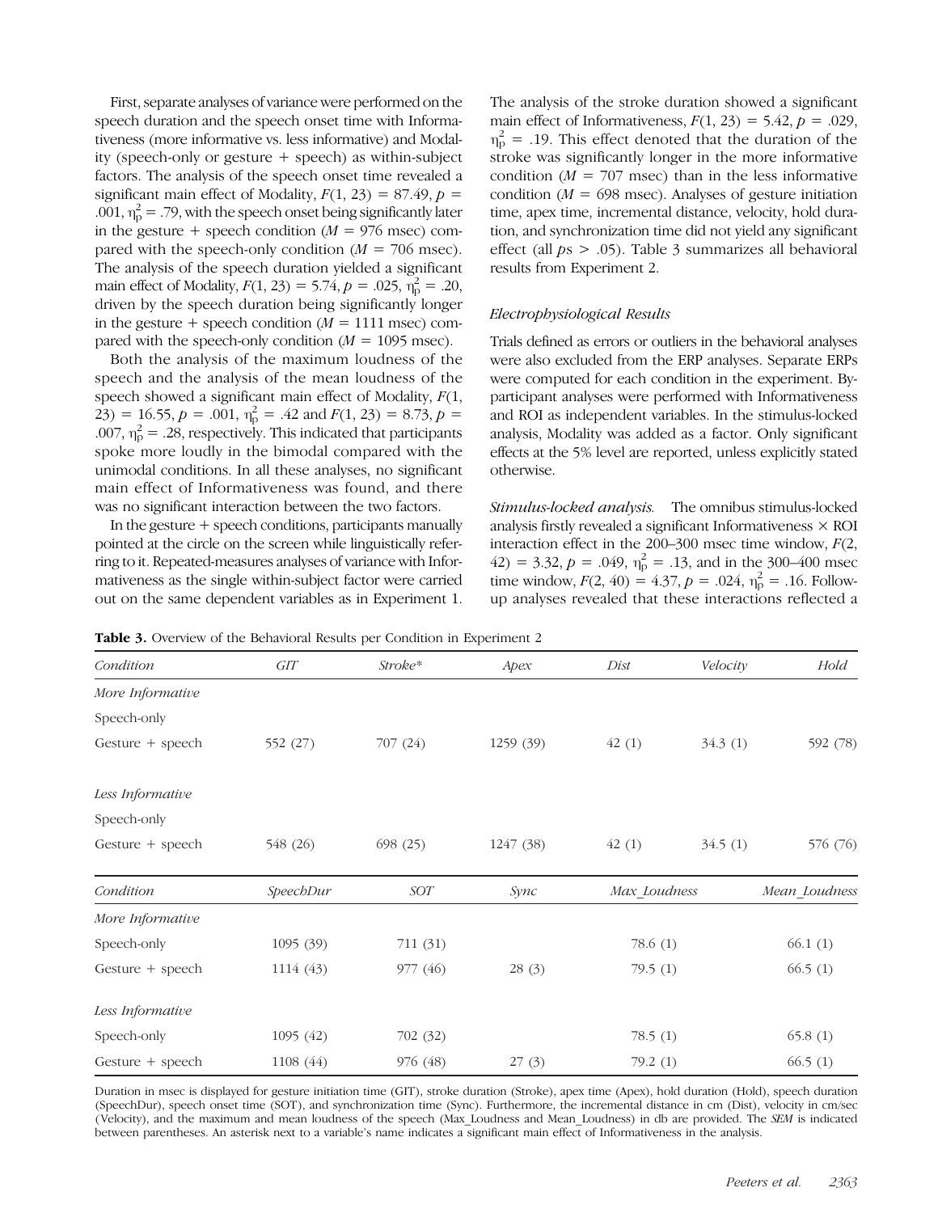First, separate analyses of variance were performed on the speech duration and the speech onset time with Informativeness (more informative vs. less informative) and Modality (speech-only or gesture + speech) as within-subject factors. The analysis of the speech onset time revealed a significant main effect of Modality, $F(1, 23) = 87.49$, $p = .001$, $\eta_p^2 = .79$, with the speech onset being significantly later in the gesture + speech condition ($M = 976$ msec) compared with the speech-only condition ($M = 706$ msec). The analysis of the speech duration yielded a significant main effect of Modality, $F(1, 23) = 5.74$, $p = .025$, $\eta_p^2 = .20$, driven by the speech duration being significantly longer in the gesture + speech condition ($M = 1111$ msec) compared with the speech-only condition ($M = 1095$ msec).

Both the analysis of the maximum loudness of the speech and the analysis of the mean loudness of the speech showed a significant main effect of Modality, $F(1, 23) = 16.55$, $p = .001$, $\eta_p^2 = .42$ and $F(1, 23) = 8.73$, $p = .007$, $\eta_p^2 = .28$, respectively. This indicated that participants spoke more loudly in the bimodal compared with the unimodal conditions. In all these analyses, no significant main effect of Informativeness was found, and there was no significant interaction between the two factors.

In the gesture + speech conditions, participants manually pointed at the circle on the screen while linguistically referring to it. Repeated-measures analyses of variance with Informativeness as the single within-subject factor were carried out on the same dependent variables as in Experiment 1. The analysis of the stroke duration showed a significant main effect of Informativeness, $F(1, 23) = 5.42$, $p = .029$, $\eta_p^2 = .19$. This effect denoted that the duration of the stroke was significantly longer in the more informative condition ($M = 707$ msec) than in the less informative condition ($M = 698$ msec). Analyses of gesture initiation time, apex time, incremental distance, velocity, hold duration, and synchronization time did not yield any significant effect (all $ps > .05$). Table 3 summarizes all behavioral results from Experiment 2.

### Electrophysiological Results

Trials defined as errors or outliers in the behavioral analyses were also excluded from the ERP analyses. Separate ERPs were computed for each condition in the experiment. By-participant analyses were performed with Informativeness and ROI as independent variables. In the stimulus-locked analysis, Modality was added as a factor. Only significant effects at the 5% level are reported, unless explicitly stated otherwise.

*Stimulus-locked analysis.* The omnibus stimulus-locked analysis firstly revealed a significant Informativeness × ROI interaction effect in the 200–300 msec time window, $F(2, 42) = 3.32$, $p = .049$, $\eta_p^2 = .13$, and in the 300–400 msec time window, $F(2, 40) = 4.37$, $p = .024$, $\eta_p^2 = .16$. Follow-up analyses revealed that these interactions reflected a

**Table 3.** Overview of the Behavioral Results per Condition in Experiment 2

| *Condition* | *GIT* | *Stroke** | *Apex* | *Dist* | *Velocity* | *Hold* |
|---|---|---|---|---|---|---|
| *More Informative* | | | | | | |
| Speech-only | | | | | | |
| Gesture + speech | 552 (27) | 707 (24) | 1259 (39) | 42 (1) | 34.3 (1) | 592 (78) |
| *Less Informative* | | | | | | |
| Speech-only | | | | | | |
| Gesture + speech | 548 (26) | 698 (25) | 1247 (38) | 42 (1) | 34.5 (1) | 576 (76) |

| *Condition* | *SpeechDur* | *SOT* | *Sync* | *Max_Loudness* | *Mean_Loudness* |
|---|---|---|---|---|---|
| *More Informative* | | | | | |
| Speech-only | 1095 (39) | 711 (31) | | 78.6 (1) | 66.1 (1) |
| Gesture + speech | 1114 (43) | 977 (46) | 28 (3) | 79.5 (1) | 66.5 (1) |
| *Less Informative* | | | | | |
| Speech-only | 1095 (42) | 702 (32) | | 78.5 (1) | 65.8 (1) |
| Gesture + speech | 1108 (44) | 976 (48) | 27 (3) | 79.2 (1) | 66.5 (1) |

Duration in msec is displayed for gesture initiation time (GIT), stroke duration (Stroke), apex time (Apex), hold duration (Hold), speech duration (SpeechDur), speech onset time (SOT), and synchronization time (Sync). Furthermore, the incremental distance in cm (Dist), velocity in cm/sec (Velocity), and the maximum and mean loudness of the speech (Max_Loudness and Mean_Loudness) in db are provided. The *SEM* is indicated between parentheses. An asterisk next to a variable's name indicates a significant main effect of Informativeness in the analysis.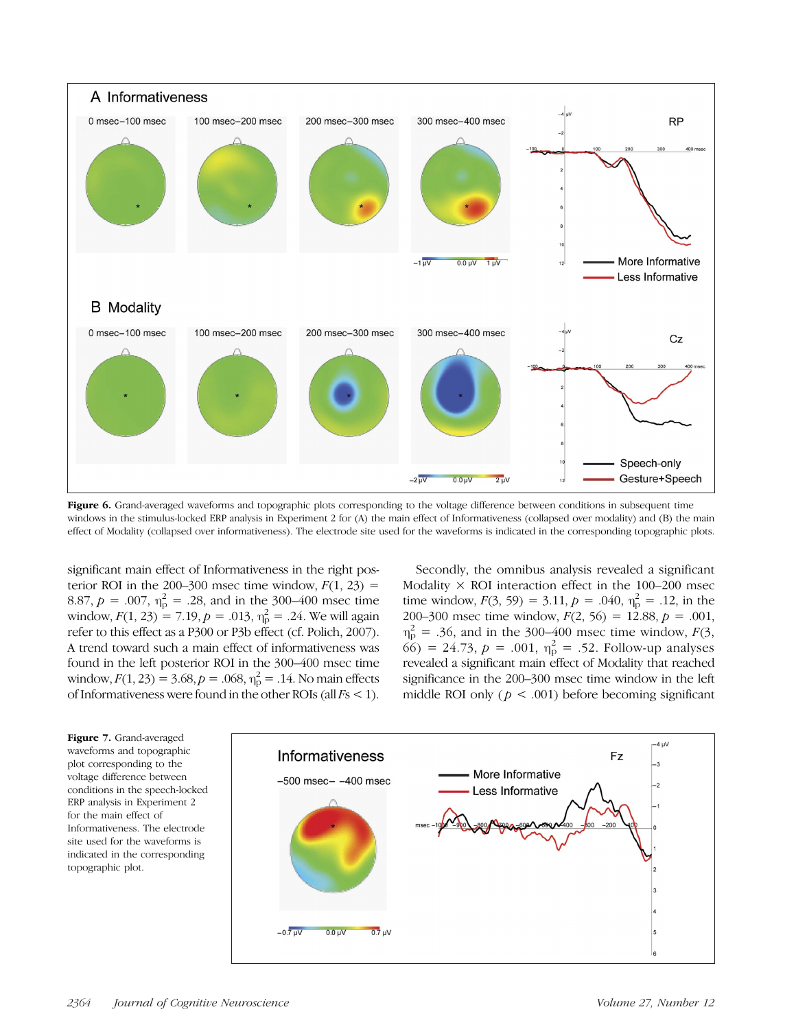Figure 6. Grand-averaged waveforms and topographic plots corresponding to the voltage difference between conditions in subsequent time windows in the stimulus-locked ERP analysis in Experiment 2 for (A) the main effect of Informativeness (collapsed over modality) and (B) the main effect of Modality (collapsed over informativeness). The electrode site used for the waveforms is indicated in the corresponding topographic plots.

significant main effect of Informativeness in the right posterior ROI in the 200–300 msec time window, $F(1, 23) = 8.87$, $p = .007$, $\eta_p^2 = .28$, and in the 300–400 msec time window, $F(1, 23) = 7.19$, $p = .013$, $\eta_p^2 = .24$. We will again refer to this effect as a P300 or P3b effect (cf. Polich, 2007). A trend toward such a main effect of informativeness was found in the left posterior ROI in the 300–400 msec time window, $F(1, 23) = 3.68$, $p = .068$, $\eta_p^2 = .14$. No main effects of Informativeness were found in the other ROIs (all $F$s < 1).

Secondly, the omnibus analysis revealed a significant Modality × ROI interaction effect in the 100–200 msec time window, $F(3, 59) = 3.11$, $p = .040$, $\eta_p^2 = .12$, in the 200–300 msec time window, $F(2, 56) = 12.88$, $p = .001$, $\eta_p^2 = .36$, and in the 300–400 msec time window, $F(3, 66) = 24.73$, $p = .001$, $\eta_p^2 = .52$. Follow-up analyses revealed a significant main effect of Modality that reached significance in the 200–300 msec time window in the left middle ROI only ($p < .001$) before becoming significant

Figure 7. Grand-averaged waveforms and topographic plot corresponding to the voltage difference between conditions in the speech-locked ERP analysis in Experiment 2 for the main effect of Informativeness. The electrode site used for the waveforms is indicated in the corresponding topographic plot.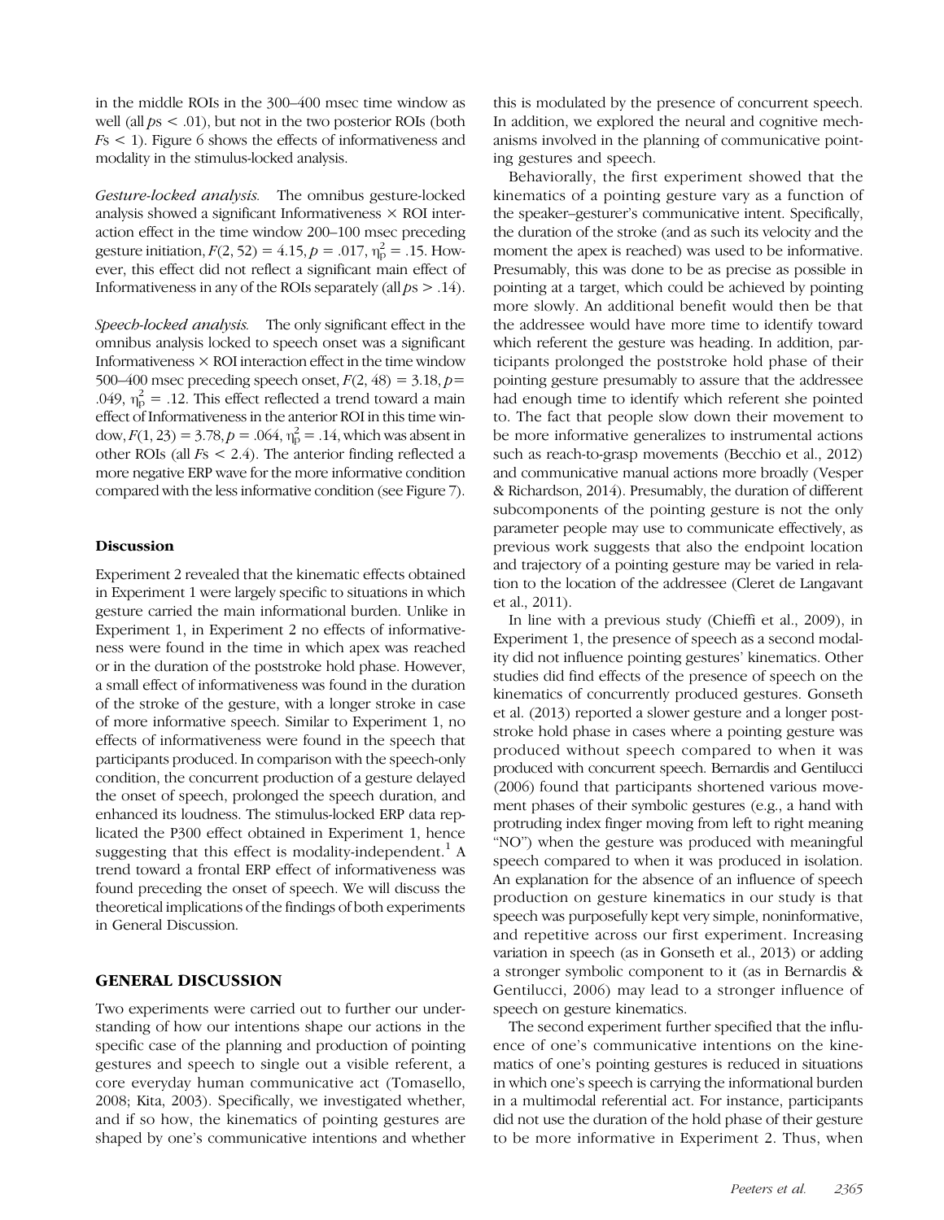in the middle ROIs in the 300–400 msec time window as well (all $ps < .01$), but not in the two posterior ROIs (both $Fs < 1$). Figure 6 shows the effects of informativeness and modality in the stimulus-locked analysis.

*Gesture-locked analysis.* The omnibus gesture-locked analysis showed a significant Informativeness × ROI interaction effect in the time window 200–100 msec preceding gesture initiation, $F(2, 52) = 4.15, p = .017, \eta_p^2 = .15$. However, this effect did not reflect a significant main effect of Informativeness in any of the ROIs separately (all $ps > .14$).

*Speech-locked analysis.* The only significant effect in the omnibus analysis locked to speech onset was a significant Informativeness × ROI interaction effect in the time window 500–400 msec preceding speech onset, $F(2, 48) = 3.18, p = .049, \eta_p^2 = .12$. This effect reflected a trend toward a main effect of Informativeness in the anterior ROI in this time window, $F(1, 23) = 3.78, p = .064, \eta_p^2 = .14$, which was absent in other ROIs (all $Fs < 2.4$). The anterior finding reflected a more negative ERP wave for the more informative condition compared with the less informative condition (see Figure 7).

### Discussion

Experiment 2 revealed that the kinematic effects obtained in Experiment 1 were largely specific to situations in which gesture carried the main informational burden. Unlike in Experiment 1, in Experiment 2 no effects of informativeness were found in the time in which apex was reached or in the duration of the poststroke hold phase. However, a small effect of informativeness was found in the duration of the stroke of the gesture, with a longer stroke in case of more informative speech. Similar to Experiment 1, no effects of informativeness were found in the speech that participants produced. In comparison with the speech-only condition, the concurrent production of a gesture delayed the onset of speech, prolonged the speech duration, and enhanced its loudness. The stimulus-locked ERP data replicated the P300 effect obtained in Experiment 1, hence suggesting that this effect is modality-independent.[1] A trend toward a frontal ERP effect of informativeness was found preceding the onset of speech. We will discuss the theoretical implications of the findings of both experiments in General Discussion.

## GENERAL DISCUSSION

Two experiments were carried out to further our understanding of how our intentions shape our actions in the specific case of the planning and production of pointing gestures and speech to single out a visible referent, a core everyday human communicative act (Tomasello, 2008; Kita, 2003). Specifically, we investigated whether, and if so how, the kinematics of pointing gestures are shaped by one's communicative intentions and whether this is modulated by the presence of concurrent speech. In addition, we explored the neural and cognitive mechanisms involved in the planning of communicative pointing gestures and speech.

Behaviorally, the first experiment showed that the kinematics of a pointing gesture vary as a function of the speaker–gesturer's communicative intent. Specifically, the duration of the stroke (and as such its velocity and the moment the apex is reached) was used to be informative. Presumably, this was done to be as precise as possible in pointing at a target, which could be achieved by pointing more slowly. An additional benefit would then be that the addressee would have more time to identify toward which referent the gesture was heading. In addition, participants prolonged the poststroke hold phase of their pointing gesture presumably to assure that the addressee had enough time to identify which referent she pointed to. The fact that people slow down their movement to be more informative generalizes to instrumental actions such as reach-to-grasp movements (Becchio et al., 2012) and communicative manual actions more broadly (Vesper & Richardson, 2014). Presumably, the duration of different subcomponents of the pointing gesture is not the only parameter people may use to communicate effectively, as previous work suggests that also the endpoint location and trajectory of a pointing gesture may be varied in relation to the location of the addressee (Cleret de Langavant et al., 2011).

In line with a previous study (Chieffi et al., 2009), in Experiment 1, the presence of speech as a second modality did not influence pointing gestures' kinematics. Other studies did find effects of the presence of speech on the kinematics of concurrently produced gestures. Gonseth et al. (2013) reported a slower gesture and a longer poststroke hold phase in cases where a pointing gesture was produced without speech compared to when it was produced with concurrent speech. Bernardis and Gentilucci (2006) found that participants shortened various movement phases of their symbolic gestures (e.g., a hand with protruding index finger moving from left to right meaning "NO") when the gesture was produced with meaningful speech compared to when it was produced in isolation. An explanation for the absence of an influence of speech production on gesture kinematics in our study is that speech was purposefully kept very simple, noninformative, and repetitive across our first experiment. Increasing variation in speech (as in Gonseth et al., 2013) or adding a stronger symbolic component to it (as in Bernardis & Gentilucci, 2006) may lead to a stronger influence of speech on gesture kinematics.

The second experiment further specified that the influence of one's communicative intentions on the kinematics of one's pointing gestures is reduced in situations in which one's speech is carrying the informational burden in a multimodal referential act. For instance, participants did not use the duration of the hold phase of their gesture to be more informative in Experiment 2. Thus, when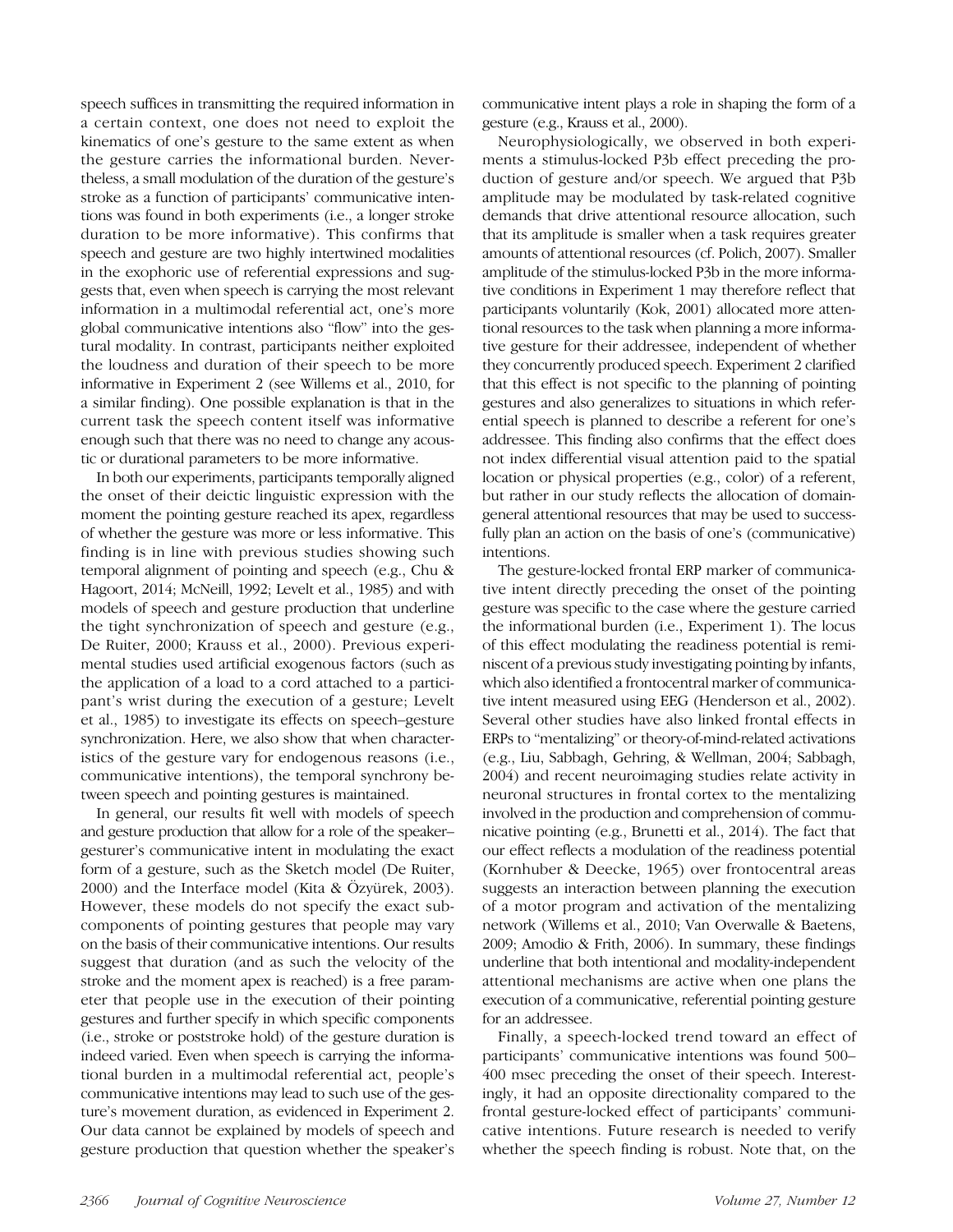speech suffices in transmitting the required information in a certain context, one does not need to exploit the kinematics of one's gesture to the same extent as when the gesture carries the informational burden. Nevertheless, a small modulation of the duration of the gesture's stroke as a function of participants' communicative intentions was found in both experiments (i.e., a longer stroke duration to be more informative). This confirms that speech and gesture are two highly intertwined modalities in the exophoric use of referential expressions and suggests that, even when speech is carrying the most relevant information in a multimodal referential act, one's more global communicative intentions also "flow" into the gestural modality. In contrast, participants neither exploited the loudness and duration of their speech to be more informative in Experiment 2 (see Willems et al., 2010, for a similar finding). One possible explanation is that in the current task the speech content itself was informative enough such that there was no need to change any acoustic or durational parameters to be more informative.

In both our experiments, participants temporally aligned the onset of their deictic linguistic expression with the moment the pointing gesture reached its apex, regardless of whether the gesture was more or less informative. This finding is in line with previous studies showing such temporal alignment of pointing and speech (e.g., Chu & Hagoort, 2014; McNeill, 1992; Levelt et al., 1985) and with models of speech and gesture production that underline the tight synchronization of speech and gesture (e.g., De Ruiter, 2000; Krauss et al., 2000). Previous experimental studies used artificial exogenous factors (such as the application of a load to a cord attached to a participant's wrist during the execution of a gesture; Levelt et al., 1985) to investigate its effects on speech–gesture synchronization. Here, we also show that when characteristics of the gesture vary for endogenous reasons (i.e., communicative intentions), the temporal synchrony between speech and pointing gestures is maintained.

In general, our results fit well with models of speech and gesture production that allow for a role of the speaker–gesturer's communicative intent in modulating the exact form of a gesture, such as the Sketch model (De Ruiter, 2000) and the Interface model (Kita & Özyürek, 2003). However, these models do not specify the exact subcomponents of pointing gestures that people may vary on the basis of their communicative intentions. Our results suggest that duration (and as such the velocity of the stroke and the moment apex is reached) is a free parameter that people use in the execution of their pointing gestures and further specify in which specific components (i.e., stroke or poststroke hold) of the gesture duration is indeed varied. Even when speech is carrying the informational burden in a multimodal referential act, people's communicative intentions may lead to such use of the gesture's movement duration, as evidenced in Experiment 2. Our data cannot be explained by models of speech and gesture production that question whether the speaker's communicative intent plays a role in shaping the form of a gesture (e.g., Krauss et al., 2000).

Neurophysiologically, we observed in both experiments a stimulus-locked P3b effect preceding the production of gesture and/or speech. We argued that P3b amplitude may be modulated by task-related cognitive demands that drive attentional resource allocation, such that its amplitude is smaller when a task requires greater amounts of attentional resources (cf. Polich, 2007). Smaller amplitude of the stimulus-locked P3b in the more informative conditions in Experiment 1 may therefore reflect that participants voluntarily (Kok, 2001) allocated more attentional resources to the task when planning a more informative gesture for their addressee, independent of whether they concurrently produced speech. Experiment 2 clarified that this effect is not specific to the planning of pointing gestures and also generalizes to situations in which referential speech is planned to describe a referent for one's addressee. This finding also confirms that the effect does not index differential visual attention paid to the spatial location or physical properties (e.g., color) of a referent, but rather in our study reflects the allocation of domain-general attentional resources that may be used to successfully plan an action on the basis of one's (communicative) intentions.

The gesture-locked frontal ERP marker of communicative intent directly preceding the onset of the pointing gesture was specific to the case where the gesture carried the informational burden (i.e., Experiment 1). The locus of this effect modulating the readiness potential is reminiscent of a previous study investigating pointing by infants, which also identified a frontocentral marker of communicative intent measured using EEG (Henderson et al., 2002). Several other studies have also linked frontal effects in ERPs to "mentalizing" or theory-of-mind-related activations (e.g., Liu, Sabbagh, Gehring, & Wellman, 2004; Sabbagh, 2004) and recent neuroimaging studies relate activity in neuronal structures in frontal cortex to the mentalizing involved in the production and comprehension of communicative pointing (e.g., Brunetti et al., 2014). The fact that our effect reflects a modulation of the readiness potential (Kornhuber & Deecke, 1965) over frontocentral areas suggests an interaction between planning the execution of a motor program and activation of the mentalizing network (Willems et al., 2010; Van Overwalle & Baetens, 2009; Amodio & Frith, 2006). In summary, these findings underline that both intentional and modality-independent attentional mechanisms are active when one plans the execution of a communicative, referential pointing gesture for an addressee.

Finally, a speech-locked trend toward an effect of participants' communicative intentions was found 500–400 msec preceding the onset of their speech. Interestingly, it had an opposite directionality compared to the frontal gesture-locked effect of participants' communicative intentions. Future research is needed to verify whether the speech finding is robust. Note that, on the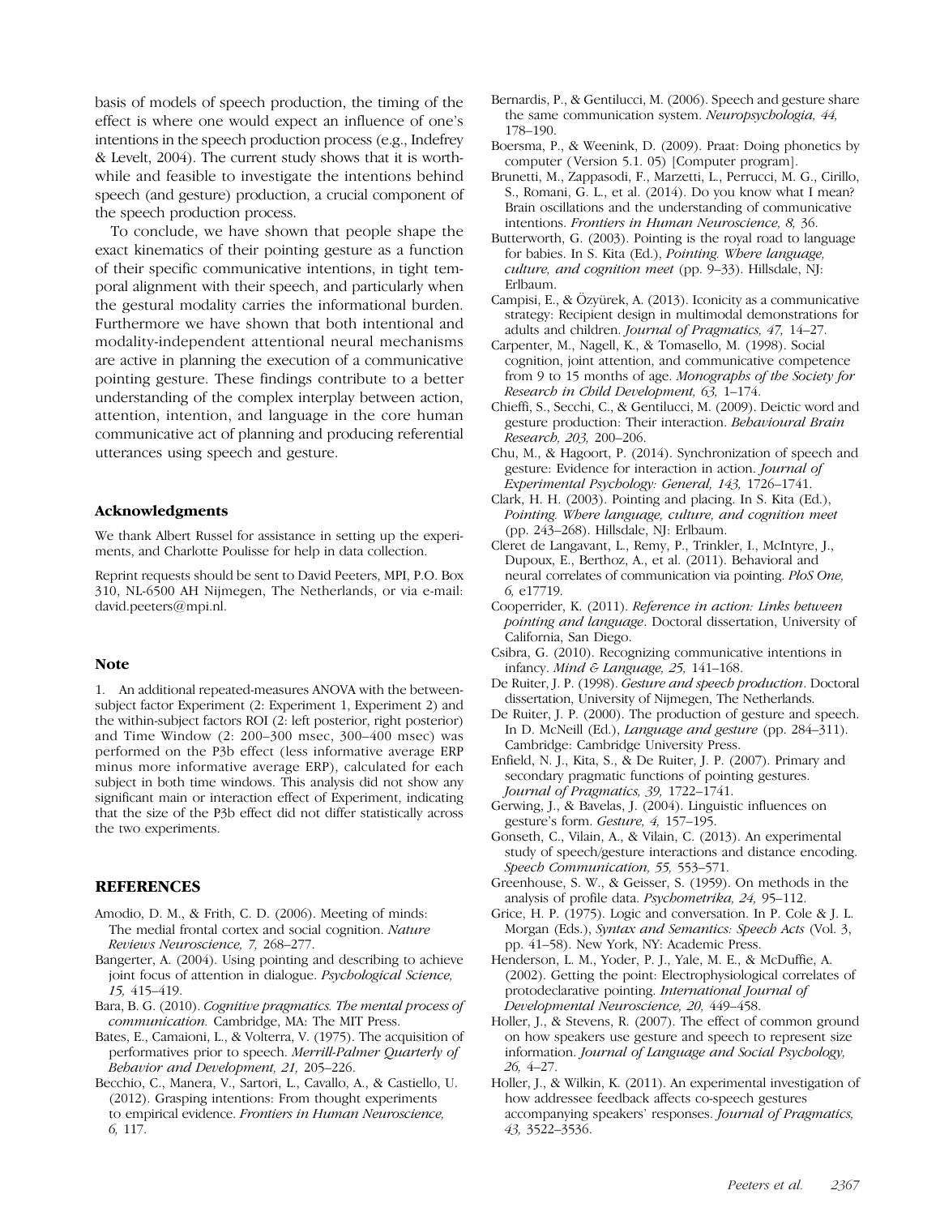basis of models of speech production, the timing of the effect is where one would expect an influence of one's intentions in the speech production process (e.g., Indefrey & Levelt, 2004). The current study shows that it is worthwhile and feasible to investigate the intentions behind speech (and gesture) production, a crucial component of the speech production process.

To conclude, we have shown that people shape the exact kinematics of their pointing gesture as a function of their specific communicative intentions, in tight temporal alignment with their speech, and particularly when the gestural modality carries the informational burden. Furthermore we have shown that both intentional and modality-independent attentional neural mechanisms are active in planning the execution of a communicative pointing gesture. These findings contribute to a better understanding of the complex interplay between action, attention, intention, and language in the core human communicative act of planning and producing referential utterances using speech and gesture.

### Acknowledgments

We thank Albert Russel for assistance in setting up the experiments, and Charlotte Poulisse for help in data collection.

Reprint requests should be sent to David Peeters, MPI, P.O. Box 310, NL-6500 AH Nijmegen, The Netherlands, or via e-mail: david.peeters@mpi.nl.

### Note

1. An additional repeated-measures ANOVA with the between-subject factor Experiment (2: Experiment 1, Experiment 2) and the within-subject factors ROI (2: left posterior, right posterior) and Time Window (2: 200–300 msec, 300–400 msec) was performed on the P3b effect (less informative average ERP minus more informative average ERP), calculated for each subject in both time windows. This analysis did not show any significant main or interaction effect of Experiment, indicating that the size of the P3b effect did not differ statistically across the two experiments.

## REFERENCES

Amodio, D. M., & Frith, C. D. (2006). Meeting of minds: The medial frontal cortex and social cognition. *Nature Reviews Neuroscience, 7,* 268–277.

Bangerter, A. (2004). Using pointing and describing to achieve joint focus of attention in dialogue. *Psychological Science, 15,* 415–419.

Bara, B. G. (2010). *Cognitive pragmatics. The mental process of communication.* Cambridge, MA: The MIT Press.

Bates, E., Camaioni, L., & Volterra, V. (1975). The acquisition of performatives prior to speech. *Merrill-Palmer Quarterly of Behavior and Development, 21,* 205–226.

Becchio, C., Manera, V., Sartori, L., Cavallo, A., & Castiello, U. (2012). Grasping intentions: From thought experiments to empirical evidence. *Frontiers in Human Neuroscience, 6,* 117.

Bernardis, P., & Gentilucci, M. (2006). Speech and gesture share the same communication system. *Neuropsychologia, 44,* 178–190.

Boersma, P., & Weenink, D. (2009). Praat: Doing phonetics by computer (Version 5.1. 05) [Computer program].

Brunetti, M., Zappasodi, F., Marzetti, L., Perrucci, M. G., Cirillo, S., Romani, G. L., et al. (2014). Do you know what I mean? Brain oscillations and the understanding of communicative intentions. *Frontiers in Human Neuroscience, 8,* 36.

Butterworth, G. (2003). Pointing is the royal road to language for babies. In S. Kita (Ed.), *Pointing. Where language, culture, and cognition meet* (pp. 9–33). Hillsdale, NJ: Erlbaum.

Campisi, E., & Özyürek, A. (2013). Iconicity as a communicative strategy: Recipient design in multimodal demonstrations for adults and children. *Journal of Pragmatics, 47,* 14–27.

Carpenter, M., Nagell, K., & Tomasello, M. (1998). Social cognition, joint attention, and communicative competence from 9 to 15 months of age. *Monographs of the Society for Research in Child Development, 63,* 1–174.

Chieffi, S., Secchi, C., & Gentilucci, M. (2009). Deictic word and gesture production: Their interaction. *Behavioural Brain Research, 203,* 200–206.

Chu, M., & Hagoort, P. (2014). Synchronization of speech and gesture: Evidence for interaction in action. *Journal of Experimental Psychology: General, 143,* 1726–1741.

Clark, H. H. (2003). Pointing and placing. In S. Kita (Ed.), *Pointing. Where language, culture, and cognition meet* (pp. 243–268). Hillsdale, NJ: Erlbaum.

Cleret de Langavant, L., Remy, P., Trinkler, I., McIntyre, J., Dupoux, E., Berthoz, A., et al. (2011). Behavioral and neural correlates of communication via pointing. *PloS One, 6,* e17719.

Cooperrider, K. (2011). *Reference in action: Links between pointing and language*. Doctoral dissertation, University of California, San Diego.

Csibra, G. (2010). Recognizing communicative intentions in infancy. *Mind & Language, 25,* 141–168.

De Ruiter, J. P. (1998). *Gesture and speech production*. Doctoral dissertation, University of Nijmegen, The Netherlands.

De Ruiter, J. P. (2000). The production of gesture and speech. In D. McNeill (Ed.), *Language and gesture* (pp. 284–311). Cambridge: Cambridge University Press.

Enfield, N. J., Kita, S., & De Ruiter, J. P. (2007). Primary and secondary pragmatic functions of pointing gestures. *Journal of Pragmatics, 39,* 1722–1741.

Gerwing, J., & Bavelas, J. (2004). Linguistic influences on gesture's form. *Gesture, 4,* 157–195.

Gonseth, C., Vilain, A., & Vilain, C. (2013). An experimental study of speech/gesture interactions and distance encoding. *Speech Communication, 55,* 553–571.

Greenhouse, S. W., & Geisser, S. (1959). On methods in the analysis of profile data. *Psychometrika, 24,* 95–112.

Grice, H. P. (1975). Logic and conversation. In P. Cole & J. L. Morgan (Eds.), *Syntax and Semantics: Speech Acts* (Vol. 3, pp. 41–58). New York, NY: Academic Press.

Henderson, L. M., Yoder, P. J., Yale, M. E., & McDuffie, A. (2002). Getting the point: Electrophysiological correlates of protodeclarative pointing. *International Journal of Developmental Neuroscience, 20,* 449–458.

Holler, J., & Stevens, R. (2007). The effect of common ground on how speakers use gesture and speech to represent size information. *Journal of Language and Social Psychology, 26,* 4–27.

Holler, J., & Wilkin, K. (2011). An experimental investigation of how addressee feedback affects co-speech gestures accompanying speakers' responses. *Journal of Pragmatics, 43,* 3522–3536.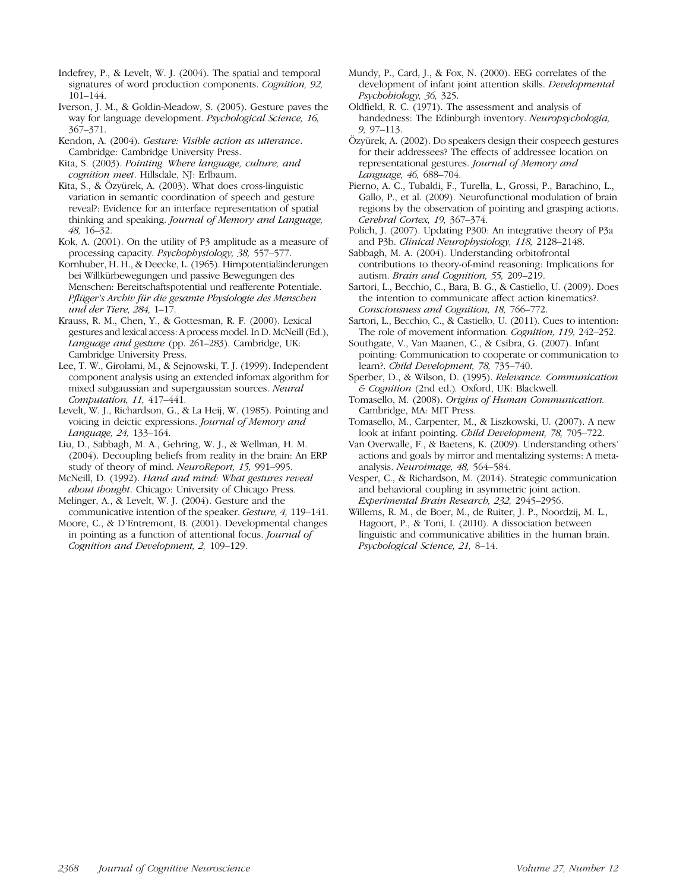Indefrey, P., & Levelt, W. J. (2004). The spatial and temporal signatures of word production components. *Cognition, 92,* 101–144.

Iverson, J. M., & Goldin-Meadow, S. (2005). Gesture paves the way for language development. *Psychological Science, 16,* 367–371.

Kendon, A. (2004). *Gesture: Visible action as utterance*. Cambridge: Cambridge University Press.

Kita, S. (2003). *Pointing. Where language, culture, and cognition meet*. Hillsdale, NJ: Erlbaum.

Kita, S., & Özyürek, A. (2003). What does cross-linguistic variation in semantic coordination of speech and gesture reveal?: Evidence for an interface representation of spatial thinking and speaking. *Journal of Memory and Language, 48,* 16–32.

Kok, A. (2001). On the utility of P3 amplitude as a measure of processing capacity. *Psychophysiology, 38,* 557–577.

Kornhuber, H. H., & Deecke, L. (1965). Hirnpotentialänderungen bei Willkürbewegungen und passive Bewegungen des Menschen: Bereitschaftspotential und reafferente Potentiale. *Pflüger's Archiv für die gesamte Physiologie des Menschen und der Tiere, 284,* 1–17.

Krauss, R. M., Chen, Y., & Gottesman, R. F. (2000). Lexical gestures and lexical access: A process model. In D. McNeill (Ed.), *Language and gesture* (pp. 261–283). Cambridge, UK: Cambridge University Press.

Lee, T. W., Girolami, M., & Sejnowski, T. J. (1999). Independent component analysis using an extended infomax algorithm for mixed subgaussian and supergaussian sources. *Neural Computation, 11,* 417–441.

Levelt, W. J., Richardson, G., & La Heij, W. (1985). Pointing and voicing in deictic expressions. *Journal of Memory and Language, 24,* 133–164.

Liu, D., Sabbagh, M. A., Gehring, W. J., & Wellman, H. M. (2004). Decoupling beliefs from reality in the brain: An ERP study of theory of mind. *NeuroReport, 15,* 991–995.

McNeill, D. (1992). *Hand and mind: What gestures reveal about thought*. Chicago: University of Chicago Press.

Melinger, A., & Levelt, W. J. (2004). Gesture and the communicative intention of the speaker. *Gesture, 4,* 119–141.

Moore, C., & D'Entremont, B. (2001). Developmental changes in pointing as a function of attentional focus. *Journal of Cognition and Development, 2,* 109–129.

Mundy, P., Card, J., & Fox, N. (2000). EEG correlates of the development of infant joint attention skills. *Developmental Psychobiology, 36,* 325.

Oldfield, R. C. (1971). The assessment and analysis of handedness: The Edinburgh inventory. *Neuropsychologia, 9,* 97–113.

Özyürek, A. (2002). Do speakers design their cospeech gestures for their addressees? The effects of addressee location on representational gestures. *Journal of Memory and Language, 46,* 688–704.

Pierno, A. C., Tubaldi, F., Turella, L., Grossi, P., Barachino, L., Gallo, P., et al. (2009). Neurofunctional modulation of brain regions by the observation of pointing and grasping actions. *Cerebral Cortex, 19,* 367–374.

Polich, J. (2007). Updating P300: An integrative theory of P3a and P3b. *Clinical Neurophysiology, 118,* 2128–2148.

Sabbagh, M. A. (2004). Understanding orbitofrontal contributions to theory-of-mind reasoning: Implications for autism. *Brain and Cognition, 55,* 209–219.

Sartori, L., Becchio, C., Bara, B. G., & Castiello, U. (2009). Does the intention to communicate affect action kinematics?. *Consciousness and Cognition, 18,* 766–772.

Sartori, L., Becchio, C., & Castiello, U. (2011). Cues to intention: The role of movement information. *Cognition, 119,* 242–252.

Southgate, V., Van Maanen, C., & Csibra, G. (2007). Infant pointing: Communication to cooperate or communication to learn?. *Child Development, 78,* 735–740.

Sperber, D., & Wilson, D. (1995). *Relevance. Communication & Cognition* (2nd ed.). Oxford, UK: Blackwell.

Tomasello, M. (2008). *Origins of Human Communication.* Cambridge, MA: MIT Press.

Tomasello, M., Carpenter, M., & Liszkowski, U. (2007). A new look at infant pointing. *Child Development, 78,* 705–722.

Van Overwalle, F., & Baetens, K. (2009). Understanding others' actions and goals by mirror and mentalizing systems: A meta-analysis. *Neuroimage, 48,* 564–584.

Vesper, C., & Richardson, M. (2014). Strategic communication and behavioral coupling in asymmetric joint action. *Experimental Brain Research, 232,* 2945–2956.

Willems, R. M., de Boer, M., de Ruiter, J. P., Noordzij, M. L., Hagoort, P., & Toni, I. (2010). A dissociation between linguistic and communicative abilities in the human brain. *Psychological Science, 21,* 8–14.